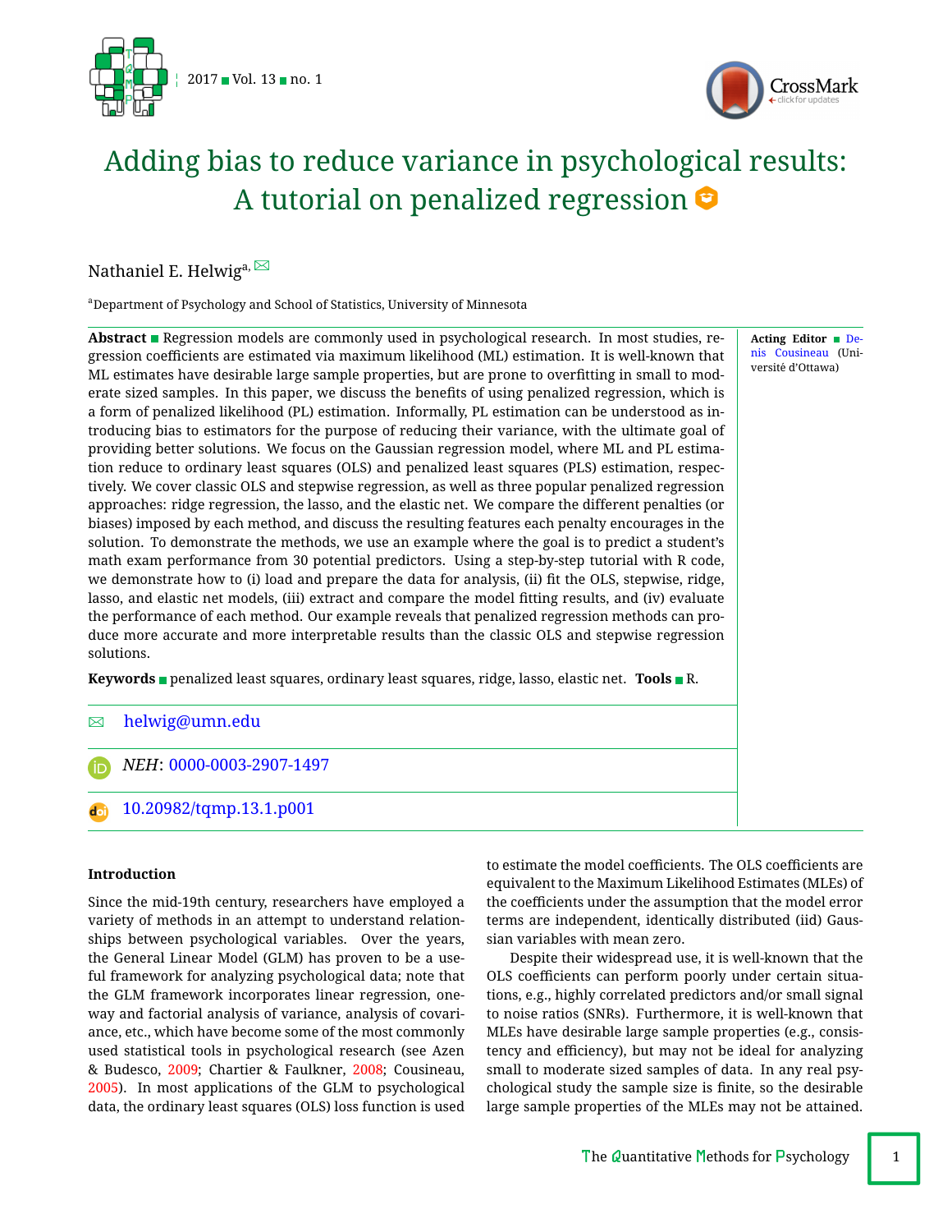# Adding bias to reduce variance in psychological results: A tutorial on penalized regression

Nathaniel E. Helwig[a]

[a]Department of Psychology and School of Statistics, University of Minnesota

**Abstract** Regression models are commonly used in psychological research. In most studies, regression coefficients are estimated via maximum likelihood (ML) estimation. It is well-known that ML estimates have desirable large sample properties, but are prone to overfitting in small to moderate sized samples. In this paper, we discuss the benefits of using penalized regression, which is a form of penalized likelihood (PL) estimation. Informally, PL estimation can be understood as introducing bias to estimators for the purpose of reducing their variance, with the ultimate goal of providing better solutions. We focus on the Gaussian regression model, where ML and PL estimation reduce to ordinary least squares (OLS) and penalized least squares (PLS) estimation, respectively. We cover classic OLS and stepwise regression, as well as three popular penalized regression approaches: ridge regression, the lasso, and the elastic net. We compare the different penalties (or biases) imposed by each method, and discuss the resulting features each penalty encourages in the solution. To demonstrate the methods, we use an example where the goal is to predict a student's math exam performance from 30 potential predictors. Using a step-by-step tutorial with R code, we demonstrate how to (i) load and prepare the data for analysis, (ii) fit the OLS, stepwise, ridge, lasso, and elastic net models, (iii) extract and compare the model fitting results, and (iv) evaluate the performance of each method. Our example reveals that penalized regression methods can produce more accurate and more interpretable results than the classic OLS and stepwise regression solutions.

**Acting Editor** Denis Cousineau (Université d'Ottawa)

**Keywords** penalized least squares, ordinary least squares, ridge, lasso, elastic net. **Tools** R.

helwig@umn.edu

*NEH*: 0000-0003-2907-1497

10.20982/tqmp.13.1.p001

## Introduction

Since the mid-19th century, researchers have employed a variety of methods in an attempt to understand relationships between psychological variables. Over the years, the General Linear Model (GLM) has proven to be a useful framework for analyzing psychological data; note that the GLM framework incorporates linear regression, one-way and factorial analysis of variance, analysis of covariance, etc., which have become some of the most commonly used statistical tools in psychological research (see Azen & Budesco, 2009; Chartier & Faulkner, 2008; Cousineau, 2005). In most applications of the GLM to psychological data, the ordinary least squares (OLS) loss function is used to estimate the model coefficients. The OLS coefficients are equivalent to the Maximum Likelihood Estimates (MLEs) of the coefficients under the assumption that the model error terms are independent, identically distributed (iid) Gaussian variables with mean zero.

Despite their widespread use, it is well-known that the OLS coefficients can perform poorly under certain situations, e.g., highly correlated predictors and/or small signal to noise ratios (SNRs). Furthermore, it is well-known that MLEs have desirable large sample properties (e.g., consistency and efficiency), but may not be ideal for analyzing small to moderate sized samples of data. In any real psychological study the sample size is finite, so the desirable large sample properties of the MLEs may not be attained.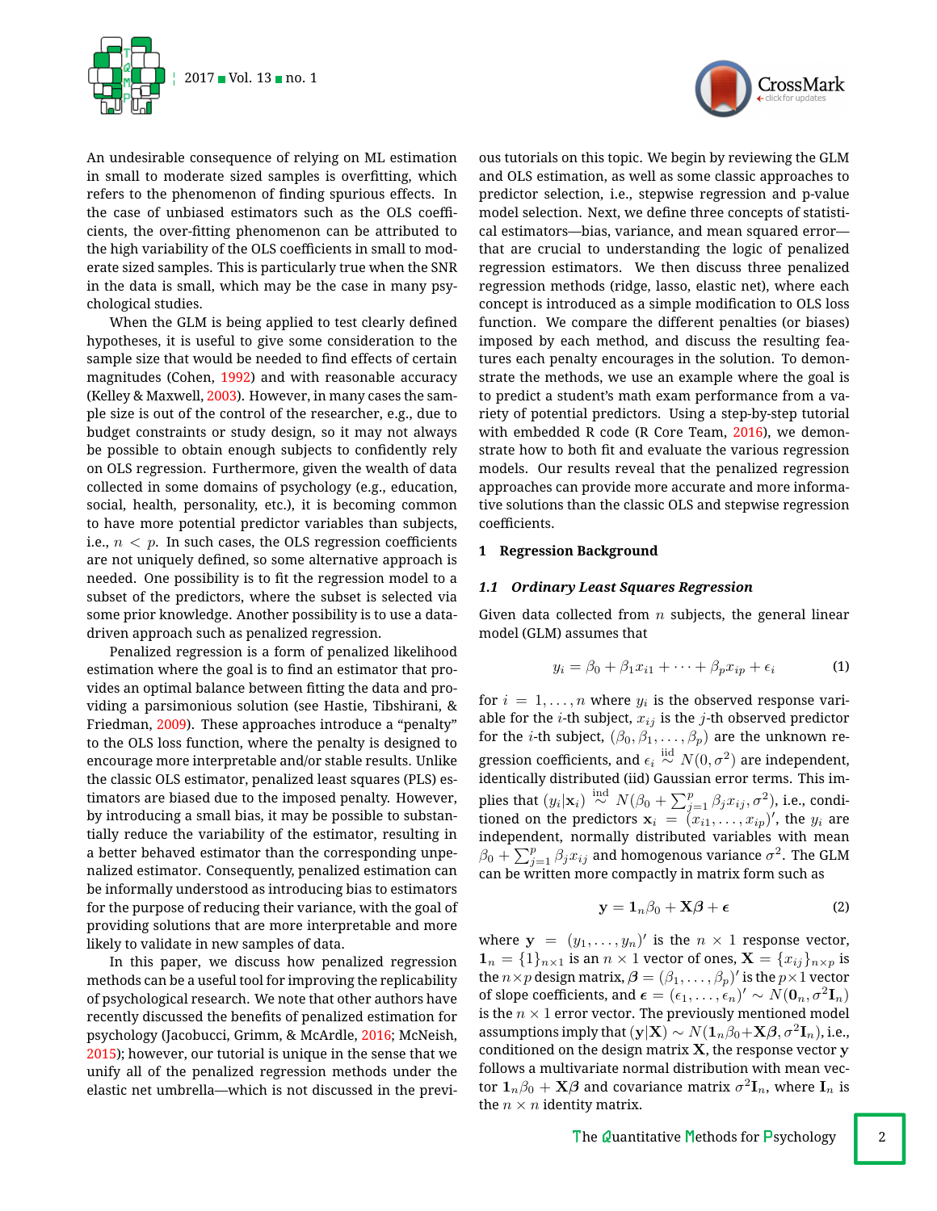An undesirable consequence of relying on ML estimation in small to moderate sized samples is overfitting, which refers to the phenomenon of finding spurious effects. In the case of unbiased estimators such as the OLS coefficients, the over-fitting phenomenon can be attributed to the high variability of the OLS coefficients in small to moderate sized samples. This is particularly true when the SNR in the data is small, which may be the case in many psychological studies.

When the GLM is being applied to test clearly defined hypotheses, it is useful to give some consideration to the sample size that would be needed to find effects of certain magnitudes (Cohen, 1992) and with reasonable accuracy (Kelley & Maxwell, 2003). However, in many cases the sample size is out of the control of the researcher, e.g., due to budget constraints or study design, so it may not always be possible to obtain enough subjects to confidently rely on OLS regression. Furthermore, given the wealth of data collected in some domains of psychology (e.g., education, social, health, personality, etc.), it is becoming common to have more potential predictor variables than subjects, i.e., $n < p$. In such cases, the OLS regression coefficients are not uniquely defined, so some alternative approach is needed. One possibility is to fit the regression model to a subset of the predictors, where the subset is selected via some prior knowledge. Another possibility is to use a data-driven approach such as penalized regression.

Penalized regression is a form of penalized likelihood estimation where the goal is to find an estimator that provides an optimal balance between fitting the data and providing a parsimonious solution (see Hastie, Tibshirani, & Friedman, 2009). These approaches introduce a "penalty" to the OLS loss function, where the penalty is designed to encourage more interpretable and/or stable results. Unlike the classic OLS estimator, penalized least squares (PLS) estimators are biased due to the imposed penalty. However, by introducing a small bias, it may be possible to substantially reduce the variability of the estimator, resulting in a better behaved estimator than the corresponding unpenalized estimator. Consequently, penalized estimation can be informally understood as introducing bias to estimators for the purpose of reducing their variance, with the goal of providing solutions that are more interpretable and more likely to validate in new samples of data.

In this paper, we discuss how penalized regression methods can be a useful tool for improving the replicability of psychological research. We note that other authors have recently discussed the benefits of penalized estimation for psychology (Jacobucci, Grimm, & McArdle, 2016; McNeish, 2015); however, our tutorial is unique in the sense that we unify all of the penalized regression methods under the elastic net umbrella—which is not discussed in the previous tutorials on this topic. We begin by reviewing the GLM and OLS estimation, as well as some classic approaches to predictor selection, i.e., stepwise regression and p-value model selection. Next, we define three concepts of statistical estimators—bias, variance, and mean squared error—that are crucial to understanding the logic of penalized regression estimators. We then discuss three penalized regression methods (ridge, lasso, elastic net), where each concept is introduced as a simple modification to OLS loss function. We compare the different penalties (or biases) imposed by each method, and discuss the resulting features each penalty encourages in the solution. To demonstrate the methods, we use an example where the goal is to predict a student's math exam performance from a variety of potential predictors. Using a step-by-step tutorial with embedded R code (R Core Team, 2016), we demonstrate how to both fit and evaluate the various regression models. Our results reveal that the penalized regression approaches can provide more accurate and more informative solutions than the classic OLS and stepwise regression coefficients.

## 1 Regression Background

### 1.1 *Ordinary Least Squares Regression*

Given data collected from $n$ subjects, the general linear model (GLM) assumes that

$$y_i = \beta_0 + \beta_1 x_{i1} + \cdots + \beta_p x_{ip} + \epsilon_i \tag{1}$$

for $i = 1, \ldots, n$ where $y_i$ is the observed response variable for the $i$-th subject, $x_{ij}$ is the $j$-th observed predictor for the $i$-th subject, $(\beta_0, \beta_1, \ldots, \beta_p)$ are the unknown regression coefficients, and $\epsilon_i \overset{\text{iid}}{\sim} N(0, \sigma^2)$ are independent, identically distributed (iid) Gaussian error terms. This implies that $(y_i|\mathbf{x}_i) \overset{\text{ind}}{\sim} N(\beta_0 + \sum_{j=1}^p \beta_j x_{ij}, \sigma^2)$, i.e., conditioned on the predictors $\mathbf{x}_i = (x_{i1}, \ldots, x_{ip})'$, the $y_i$ are independent, normally distributed variables with mean $\beta_0 + \sum_{j=1}^p \beta_j x_{ij}$ and homogenous variance $\sigma^2$. The GLM can be written more compactly in matrix form such as

$$\mathbf{y} = \mathbf{1}_n \beta_0 + \mathbf{X}\boldsymbol{\beta} + \boldsymbol{\epsilon} \tag{2}$$

where $\mathbf{y} = (y_1, \ldots, y_n)'$ is the $n \times 1$ response vector, $\mathbf{1}_n = \{1\}_{n\times 1}$ is an $n \times 1$ vector of ones, $\mathbf{X} = \{x_{ij}\}_{n\times p}$ is the $n \times p$ design matrix, $\boldsymbol{\beta} = (\beta_1, \ldots, \beta_p)'$ is the $p \times 1$ vector of slope coefficients, and $\boldsymbol{\epsilon} = (\epsilon_1, \ldots, \epsilon_n)' \sim N(\mathbf{0}_n, \sigma^2 \mathbf{I}_n)$ is the $n \times 1$ error vector. The previously mentioned model assumptions imply that $(\mathbf{y}|\mathbf{X}) \sim N(\mathbf{1}_n\beta_0 + \mathbf{X}\boldsymbol{\beta}, \sigma^2 \mathbf{I}_n)$, i.e., conditioned on the design matrix $\mathbf{X}$, the response vector $\mathbf{y}$ follows a multivariate normal distribution with mean vector $\mathbf{1}_n\beta_0 + \mathbf{X}\boldsymbol{\beta}$ and covariance matrix $\sigma^2 \mathbf{I}_n$, where $\mathbf{I}_n$ is the $n \times n$ identity matrix.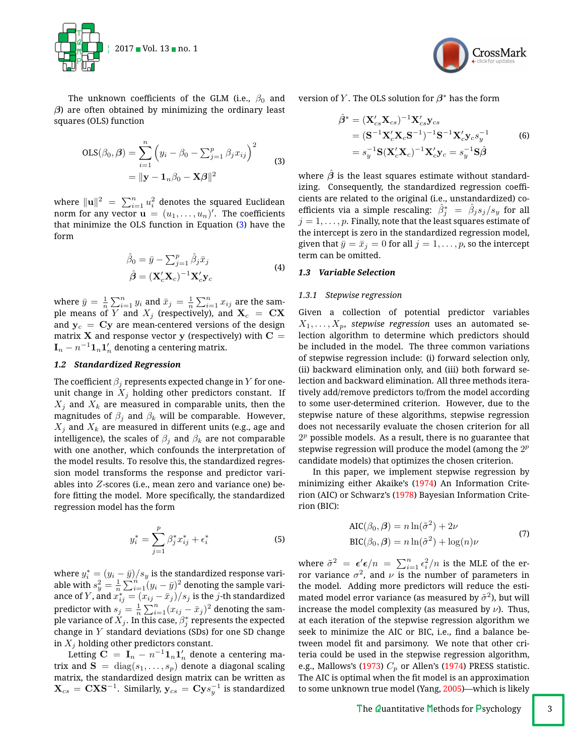The unknown coefficients of the GLM (i.e., $\beta_0$ and $\boldsymbol{\beta}$) are often obtained by minimizing the ordinary least squares (OLS) function

$$
\begin{aligned}
\text{OLS}(\beta_0, \boldsymbol{\beta}) &= \sum_{i=1}^{n} \left( y_i - \beta_0 - \textstyle\sum_{j=1}^{p} \beta_j x_{ij} \right)^2 \\
&= \|\mathbf{y} - \mathbf{1}_n \beta_0 - \mathbf{X}\boldsymbol{\beta}\|^2
\end{aligned}
\tag{3}
$$

where $\|\mathbf{u}\|^2 = \sum_{i=1}^{n} u_i^2$ denotes the squared Euclidean norm for any vector $\mathbf{u} = (u_1, \ldots, u_n)'$. The coefficients that minimize the OLS function in Equation (3) have the form

$$
\begin{aligned}
\hat{\beta}_0 &= \bar{y} - \textstyle\sum_{j=1}^{p} \hat{\beta}_j \bar{x}_j \\
\hat{\boldsymbol{\beta}} &= (\mathbf{X}_c' \mathbf{X}_c)^{-1} \mathbf{X}_c' \mathbf{y}_c
\end{aligned}
\tag{4}
$$

where $\bar{y} = \frac{1}{n} \sum_{i=1}^{n} y_i$ and $\bar{x}_j = \frac{1}{n} \sum_{i=1}^{n} x_{ij}$ are the sample means of $Y$ and $X_j$ (respectively), and $\mathbf{X}_c = \mathbf{CX}$ and $\mathbf{y}_c = \mathbf{Cy}$ are mean-centered versions of the design matrix $\mathbf{X}$ and response vector $\mathbf{y}$ (respectively) with $\mathbf{C} = \mathbf{I}_n - n^{-1}\mathbf{1}_n \mathbf{1}_n'$ denoting a centering matrix.

### 1.2 Standardized Regression

The coefficient $\beta_j$ represents expected change in $Y$ for one-unit change in $X_j$ holding other predictors constant. If $X_j$ and $X_k$ are measured in comparable units, then the magnitudes of $\beta_j$ and $\beta_k$ will be comparable. However, $X_j$ and $X_k$ are measured in different units (e.g., age and intelligence), the scales of $\beta_j$ and $\beta_k$ are not comparable with one another, which confounds the interpretation of the model results. To resolve this, the standardized regression model transforms the response and predictor variables into $Z$-scores (i.e., mean zero and variance one) before fitting the model. More specifically, the standardized regression model has the form

$$
y_i^* = \sum_{j=1}^{p} \beta_j^* x_{ij}^* + \epsilon_i^*
\tag{5}
$$

where $y_i^* = (y_i - \bar{y})/s_y$ is the standardized response variable with $s_y^2 = \frac{1}{n}\sum_{i=1}^{n}(y_i - \bar{y})^2$ denoting the sample variance of $Y$, and $x_{ij}^* = (x_{ij} - \bar{x}_j)/s_j$ is the $j$-th standardized predictor with $s_j = \frac{1}{n}\sum_{i=1}^{n}(x_{ij} - \bar{x}_j)^2$ denoting the sample variance of $X_j$. In this case, $\beta_j^*$ represents the expected change in $Y$ standard deviations (SDs) for one SD change in $X_j$ holding other predictors constant.

Letting $\mathbf{C} = \mathbf{I}_n - n^{-1}\mathbf{1}_n\mathbf{1}_n'$ denote a centering matrix and $\mathbf{S} = \text{diag}(s_1, \ldots, s_p)$ denote a diagonal scaling matrix, the standardized design matrix can be written as $\mathbf{X}_{cs} = \mathbf{CXS}^{-1}$. Similarly, $\mathbf{y}_{cs} = \mathbf{Cy}s_y^{-1}$ is standardized version of $Y$. The OLS solution for $\boldsymbol{\beta}^*$ has the form

$$
\begin{aligned}
\hat{\boldsymbol{\beta}}^* &= (\mathbf{X}_{cs}' \mathbf{X}_{cs})^{-1} \mathbf{X}_{cs}' \mathbf{y}_{cs} \\
&= (\mathbf{S}^{-1} \mathbf{X}_c' \mathbf{X}_c \mathbf{S}^{-1})^{-1} \mathbf{S}^{-1} \mathbf{X}_c' \mathbf{y}_c s_y^{-1} \\
&= s_y^{-1} \mathbf{S} (\mathbf{X}_c' \mathbf{X}_c)^{-1} \mathbf{X}_c' \mathbf{y}_c = s_y^{-1} \mathbf{S} \hat{\boldsymbol{\beta}}
\end{aligned}
\tag{6}
$$

where $\hat{\boldsymbol{\beta}}$ is the least squares estimate without standardizing. Consequently, the standardized regression coefficients are related to the original (i.e., unstandardized) coefficients via a simple rescaling: $\hat{\beta}_j^* = \hat{\beta}_j s_j / s_y$ for all $j = 1, \ldots, p$. Finally, note that the least squares estimate of the intercept is zero in the standardized regression model, given that $\bar{y} = \bar{x}_j = 0$ for all $j = 1, \ldots, p$, so the intercept term can be omitted.

### 1.3 Variable Selection

#### 1.3.1 Stepwise regression

Given a collection of potential predictor variables $X_1, \ldots, X_p$, *stepwise regression* uses an automated selection algorithm to determine which predictors should be included in the model. The three common variations of stepwise regression include: (i) forward selection only, (ii) backward elimination only, and (iii) both forward selection and backward elimination. All three methods iteratively add/remove predictors to/from the model according to some user-determined criterion. However, due to the stepwise nature of these algorithms, stepwise regression does not necessarily evaluate the chosen criterion for all $2^p$ possible models. As a result, there is no guarantee that stepwise regression will produce the model (among the $2^p$ candidate models) that optimizes the chosen criterion.

In this paper, we implement stepwise regression by minimizing either Akaike's (1974) An Information Criterion (AIC) or Schwarz's (1978) Bayesian Information Criterion (BIC):

$$
\begin{aligned}
\text{AIC}(\beta_0, \boldsymbol{\beta}) &= n \ln(\tilde{\sigma}^2) + 2\nu \\
\text{BIC}(\beta_0, \boldsymbol{\beta}) &= n \ln(\tilde{\sigma}^2) + \log(n)\nu
\end{aligned}
\tag{7}
$$

where $\tilde{\sigma}^2 = \boldsymbol{\epsilon}'\boldsymbol{\epsilon}/n = \sum_{i=1}^{n} \epsilon_i^2/n$ is the MLE of the error variance $\sigma^2$, and $\nu$ is the number of parameters in the model. Adding more predictors will reduce the estimated model error variance (as measured by $\tilde{\sigma}^2$), but will increase the model complexity (as measured by $\nu$). Thus, at each iteration of the stepwise regression algorithm we seek to minimize the AIC or BIC, i.e., find a balance between model fit and parsimony. We note that other criteria could be used in the stepwise regression algorithm, e.g., Mallows's (1973) $C_p$ or Allen's (1974) PRESS statistic. The AIC is optimal when the fit model is an approximation to some unknown true model (Yang, 2005)—which is likely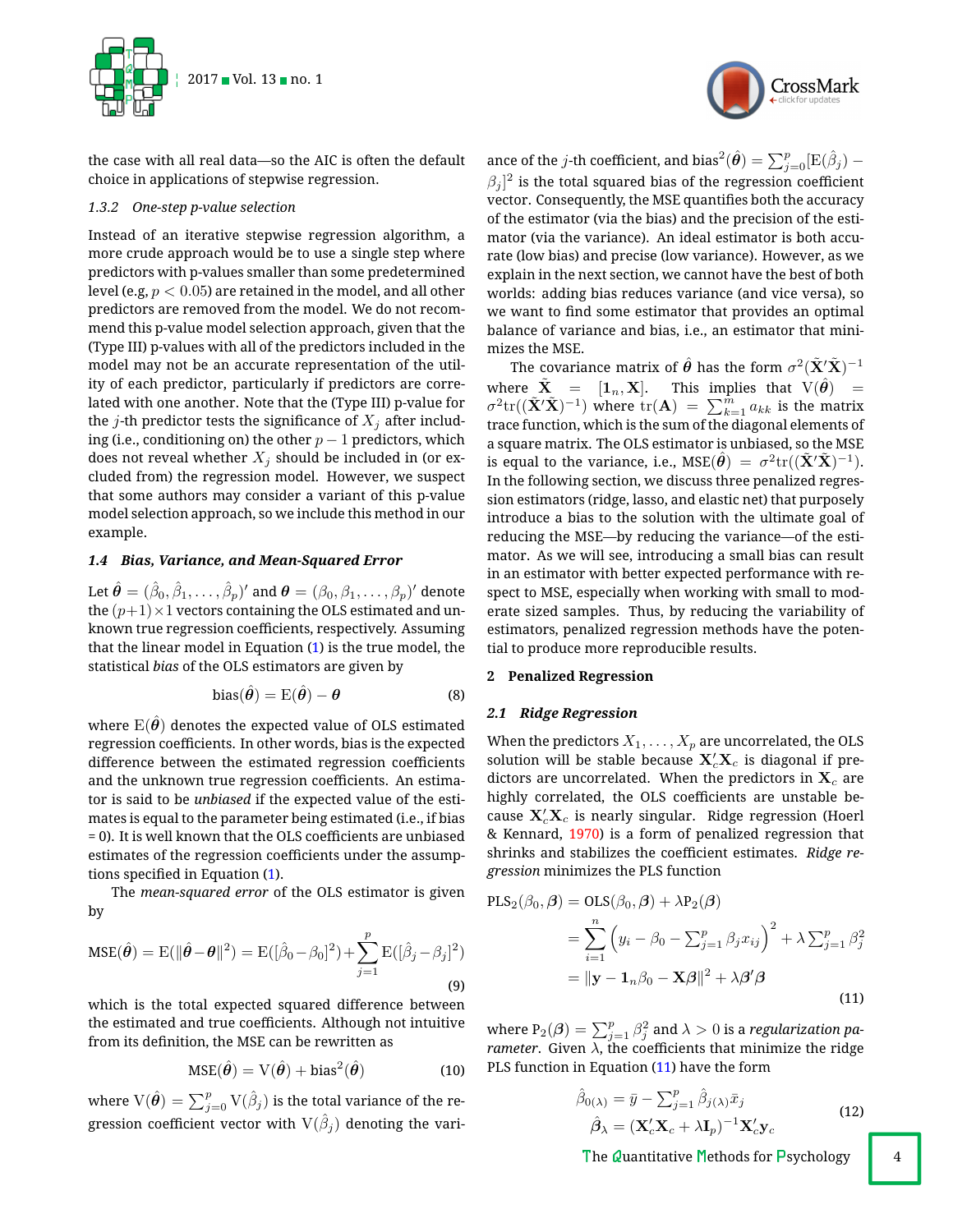the case with all real data—so the AIC is often the default choice in applications of stepwise regression.

#### 1.3.2 One-step p-value selection

Instead of an iterative stepwise regression algorithm, a more crude approach would be to use a single step where predictors with p-values smaller than some predetermined level (e.g, $p < 0.05$) are retained in the model, and all other predictors are removed from the model. We do not recommend this p-value model selection approach, given that the (Type III) p-values with all of the predictors included in the model may not be an accurate representation of the utility of each predictor, particularly if predictors are correlated with one another. Note that the (Type III) p-value for the $j$-th predictor tests the significance of $X_j$ after including (i.e., conditioning on) the other $p-1$ predictors, which does not reveal whether $X_j$ should be included in (or excluded from) the regression model. However, we suspect that some authors may consider a variant of this p-value model selection approach, so we include this method in our example.

### 1.4 Bias, Variance, and Mean-Squared Error

Let $\hat{\boldsymbol{\theta}} = (\hat{\beta}_0, \hat{\beta}_1, \ldots, \hat{\beta}_p)'$ and $\boldsymbol{\theta} = (\beta_0, \beta_1, \ldots, \beta_p)'$ denote the $(p+1)\times 1$ vectors containing the OLS estimated and unknown true regression coefficients, respectively. Assuming that the linear model in Equation (1) is the true model, the statistical *bias* of the OLS estimators are given by

$$\text{bias}(\hat{\boldsymbol{\theta}}) = \text{E}(\hat{\boldsymbol{\theta}}) - \boldsymbol{\theta} \tag{8}$$

where $\text{E}(\hat{\boldsymbol{\theta}})$ denotes the expected value of OLS estimated regression coefficients. In other words, bias is the expected difference between the estimated regression coefficients and the unknown true regression coefficients. An estimator is said to be *unbiased* if the expected value of the estimates is equal to the parameter being estimated (i.e., if bias = 0). It is well known that the OLS coefficients are unbiased estimates of the regression coefficients under the assumptions specified in Equation (1).

The *mean-squared error* of the OLS estimator is given by

$$\text{MSE}(\hat{\boldsymbol{\theta}}) = \text{E}(\|\hat{\boldsymbol{\theta}} - \boldsymbol{\theta}\|^2) = \text{E}([\hat{\beta}_0 - \beta_0]^2) + \sum_{j=1}^{p} \text{E}([\hat{\beta}_j - \beta_j]^2) \tag{9}$$

which is the total expected squared difference between the estimated and true coefficients. Although not intuitive from its definition, the MSE can be rewritten as

$$\text{MSE}(\hat{\boldsymbol{\theta}}) = \text{V}(\hat{\boldsymbol{\theta}}) + \text{bias}^2(\hat{\boldsymbol{\theta}}) \tag{10}$$

where $\text{V}(\hat{\boldsymbol{\theta}}) = \sum_{j=0}^{p} \text{V}(\hat{\beta}_j)$ is the total variance of the regression coefficient vector with $\text{V}(\hat{\beta}_j)$ denoting the variance of the $j$-th coefficient, and $\text{bias}^2(\hat{\boldsymbol{\theta}}) = \sum_{j=0}^{p} [\text{E}(\hat{\beta}_j) - \beta_j]^2$ is the total squared bias of the regression coefficient vector. Consequently, the MSE quantifies both the accuracy of the estimator (via the bias) and the precision of the estimator (via the variance). An ideal estimator is both accurate (low bias) and precise (low variance). However, as we explain in the next section, we cannot have the best of both worlds: adding bias reduces variance (and vice versa), so we want to find some estimator that provides an optimal balance of variance and bias, i.e., an estimator that minimizes the MSE.

The covariance matrix of $\hat{\boldsymbol{\theta}}$ has the form $\sigma^2(\tilde{\mathbf{X}}'\tilde{\mathbf{X}})^{-1}$ where $\tilde{\mathbf{X}} = [\mathbf{1}_n, \mathbf{X}]$. This implies that $\text{V}(\hat{\boldsymbol{\theta}}) = \sigma^2 \text{tr}((\tilde{\mathbf{X}}'\tilde{\mathbf{X}})^{-1})$ where $\text{tr}(\mathbf{A}) = \sum_{k=1}^{m} a_{kk}$ is the matrix trace function, which is the sum of the diagonal elements of a square matrix. The OLS estimator is unbiased, so the MSE is equal to the variance, i.e., $\text{MSE}(\hat{\boldsymbol{\theta}}) = \sigma^2 \text{tr}((\tilde{\mathbf{X}}'\tilde{\mathbf{X}})^{-1})$. In the following section, we discuss three penalized regression estimators (ridge, lasso, and elastic net) that purposely introduce a bias to the solution with the ultimate goal of reducing the MSE—by reducing the variance—of the estimator. As we will see, introducing a small bias can result in an estimator with better expected performance with respect to MSE, especially when working with small to moderate sized samples. Thus, by reducing the variability of estimators, penalized regression methods have the potential to produce more reproducible results.

## 2 Penalized Regression

### 2.1 Ridge Regression

When the predictors $X_1, \ldots, X_p$ are uncorrelated, the OLS solution will be stable because $\mathbf{X}_c'\mathbf{X}_c$ is diagonal if predictors are uncorrelated. When the predictors in $\mathbf{X}_c$ are highly correlated, the OLS coefficients are unstable because $\mathbf{X}_c'\mathbf{X}_c$ is nearly singular. Ridge regression (Hoerl & Kennard, 1970) is a form of penalized regression that shrinks and stabilizes the coefficient estimates. *Ridge regression* minimizes the PLS function

$$\begin{aligned}
\text{PLS}_2(\beta_0, \boldsymbol{\beta}) &= \text{OLS}(\beta_0, \boldsymbol{\beta}) + \lambda \text{P}_2(\boldsymbol{\beta}) \\
&= \sum_{i=1}^{n} \left( y_i - \beta_0 - \textstyle\sum_{j=1}^{p} \beta_j x_{ij} \right)^2 + \lambda \textstyle\sum_{j=1}^{p} \beta_j^2 \\
&= \|\mathbf{y} - \mathbf{1}_n\beta_0 - \mathbf{X}\boldsymbol{\beta}\|^2 + \lambda \boldsymbol{\beta}'\boldsymbol{\beta}
\end{aligned} \tag{11}$$

where $\text{P}_2(\boldsymbol{\beta}) = \sum_{j=1}^{p} \beta_j^2$ and $\lambda > 0$ is a *regularization parameter*. Given $\lambda$, the coefficients that minimize the ridge PLS function in Equation (11) have the form

$$\begin{aligned}
\hat{\beta}_{0(\lambda)} &= \bar{y} - \textstyle\sum_{j=1}^{p} \hat{\beta}_{j(\lambda)} \bar{x}_j \\
\hat{\boldsymbol{\beta}}_{\lambda} &= (\mathbf{X}_c'\mathbf{X}_c + \lambda \mathbf{I}_p)^{-1} \mathbf{X}_c'\mathbf{y}_c
\end{aligned} \tag{12}$$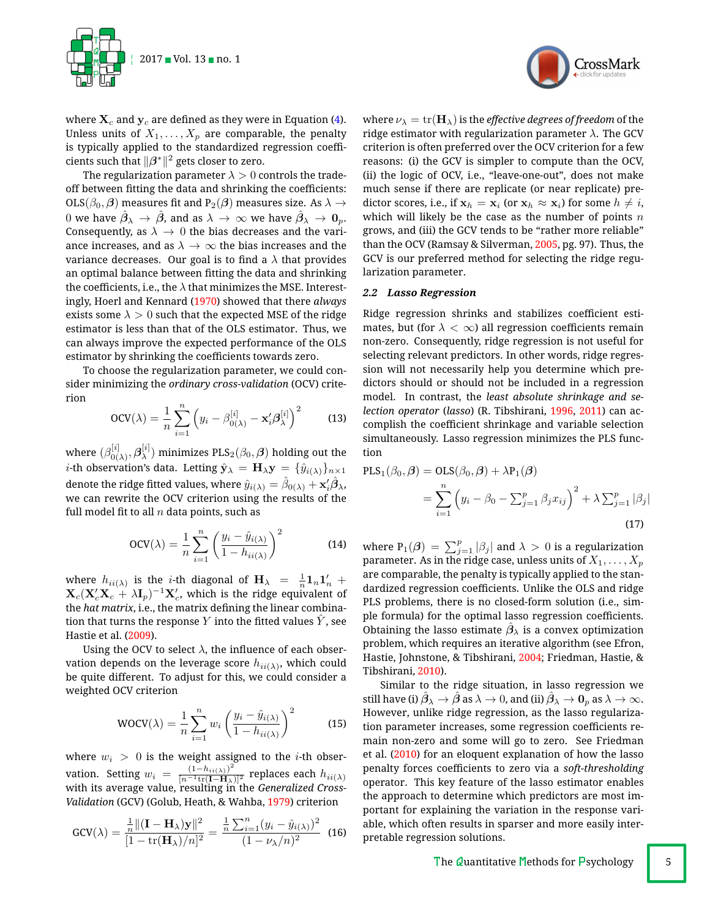where $\mathbf{X}_c$ and $\mathbf{y}_c$ are defined as they were in Equation (4). Unless units of $X_1, \ldots, X_p$ are comparable, the penalty is typically applied to the standardized regression coefficients such that $\|\boldsymbol{\beta}^*\|^2$ gets closer to zero.

The regularization parameter $\lambda > 0$ controls the trade-off between fitting the data and shrinking the coefficients: $\text{OLS}(\beta_0, \boldsymbol{\beta})$ measures fit and $\text{P}_2(\boldsymbol{\beta})$ measures size. As $\lambda \to 0$ we have $\hat{\boldsymbol{\beta}}_\lambda \to \hat{\boldsymbol{\beta}}$, and as $\lambda \to \infty$ we have $\hat{\boldsymbol{\beta}}_\lambda \to \mathbf{0}_p$. Consequently, as $\lambda \to 0$ the bias decreases and the variance increases, and as $\lambda \to \infty$ the bias increases and the variance decreases. Our goal is to find a $\lambda$ that provides an optimal balance between fitting the data and shrinking the coefficients, i.e., the $\lambda$ that minimizes the MSE. Interestingly, Hoerl and Kennard (1970) showed that there *always* exists some $\lambda > 0$ such that the expected MSE of the ridge estimator is less than that of the OLS estimator. Thus, we can always improve the expected performance of the OLS estimator by shrinking the coefficients towards zero.

To choose the regularization parameter, we could consider minimizing the *ordinary cross-validation* (OCV) criterion

$$\text{OCV}(\lambda) = \frac{1}{n}\sum_{i=1}^{n}\left(y_i - \beta_{0(\lambda)}^{[i]} - \mathbf{x}_i'\boldsymbol{\beta}_\lambda^{[i]}\right)^2 \tag{13}$$

where $(\beta_{0(\lambda)}^{[i]}, \boldsymbol{\beta}_\lambda^{[i]})$ minimizes $\text{PLS}_2(\beta_0, \boldsymbol{\beta})$ holding out the $i$-th observation's data. Letting $\hat{\mathbf{y}}_\lambda = \mathbf{H}_\lambda \mathbf{y} = \{\hat{y}_{i(\lambda)}\}_{n\times 1}$ denote the ridge fitted values, where $\hat{y}_{i(\lambda)} = \hat{\beta}_{0(\lambda)} + \mathbf{x}_i'\hat{\boldsymbol{\beta}}_\lambda$, we can rewrite the OCV criterion using the results of the full model fit to all $n$ data points, such as

$$\text{OCV}(\lambda) = \frac{1}{n}\sum_{i=1}^{n}\left(\frac{y_i - \hat{y}_{i(\lambda)}}{1 - h_{ii(\lambda)}}\right)^2 \tag{14}$$

where $h_{ii(\lambda)}$ is the $i$-th diagonal of $\mathbf{H}_\lambda = \frac{1}{n}\mathbf{1}_n\mathbf{1}_n' + \mathbf{X}_c(\mathbf{X}_c'\mathbf{X}_c + \lambda\mathbf{I}_p)^{-1}\mathbf{X}_c'$, which is the ridge equivalent of the *hat matrix*, i.e., the matrix defining the linear combination that turns the response $Y$ into the fitted values $\hat{Y}$, see Hastie et al. (2009).

Using the OCV to select $\lambda$, the influence of each observation depends on the leverage score $h_{ii(\lambda)}$, which could be quite different. To adjust for this, we could consider a weighted OCV criterion

$$\text{WOCV}(\lambda) = \frac{1}{n}\sum_{i=1}^{n} w_i\left(\frac{y_i - \hat{y}_{i(\lambda)}}{1 - h_{ii(\lambda)}}\right)^2 \tag{15}$$

where $w_i > 0$ is the weight assigned to the $i$-th observation. Setting $w_i = \frac{(1-h_{ii(\lambda)})^2}{[n^{-1}\text{tr}(\mathbf{I}-\mathbf{H}_\lambda)]^2}$ replaces each $h_{ii(\lambda)}$ with its average value, resulting in the *Generalized Cross-Validation* (GCV) (Golub, Heath, & Wahba, 1979) criterion

$$\text{GCV}(\lambda) = \frac{\frac{1}{n}\|(\mathbf{I}-\mathbf{H}_\lambda)\mathbf{y}\|^2}{[1 - \text{tr}(\mathbf{H}_\lambda)/n]^2} = \frac{\frac{1}{n}\sum_{i=1}^{n}(y_i - \hat{y}_{i(\lambda)})^2}{(1-\nu_\lambda/n)^2} \tag{16}$$

where $\nu_\lambda = \text{tr}(\mathbf{H}_\lambda)$ is the *effective degrees of freedom* of the ridge estimator with regularization parameter $\lambda$. The GCV criterion is often preferred over the OCV criterion for a few reasons: (i) the GCV is simpler to compute than the OCV, (ii) the logic of OCV, i.e., "leave-one-out", does not make much sense if there are replicate (or near replicate) predictor scores, i.e., if $\mathbf{x}_h = \mathbf{x}_i$ (or $\mathbf{x}_h \approx \mathbf{x}_i$) for some $h \neq i$, which will likely be the case as the number of points $n$ grows, and (iii) the GCV tends to be "rather more reliable" than the OCV (Ramsay & Silverman, 2005, pg. 97). Thus, the GCV is our preferred method for selecting the ridge regularization parameter.

### 2.2 Lasso Regression

Ridge regression shrinks and stabilizes coefficient estimates, but (for $\lambda < \infty$) all regression coefficients remain non-zero. Consequently, ridge regression is not useful for selecting relevant predictors. In other words, ridge regression will not necessarily help you determine which predictors should or should not be included in a regression model. In contrast, the *least absolute shrinkage and selection operator* (*lasso*) (R. Tibshirani, 1996, 2011) can accomplish the coefficient shrinkage and variable selection simultaneously. Lasso regression minimizes the PLS function

$$\begin{aligned}\text{PLS}_1(\beta_0, \boldsymbol{\beta}) &= \text{OLS}(\beta_0, \boldsymbol{\beta}) + \lambda \text{P}_1(\boldsymbol{\beta}) \\ &= \sum_{i=1}^{n}\left(y_i - \beta_0 - \textstyle\sum_{j=1}^{p}\beta_j x_{ij}\right)^2 + \lambda\textstyle\sum_{j=1}^{p}|\beta_j|\end{aligned} \tag{17}$$

where $\text{P}_1(\boldsymbol{\beta}) = \sum_{j=1}^{p}|\beta_j|$ and $\lambda > 0$ is a regularization parameter. As in the ridge case, unless units of $X_1, \ldots, X_p$ are comparable, the penalty is typically applied to the standardized regression coefficients. Unlike the OLS and ridge PLS problems, there is no closed-form solution (i.e., simple formula) for the optimal lasso regression coefficients. Obtaining the lasso estimate $\hat{\boldsymbol{\beta}}_\lambda$ is a convex optimization problem, which requires an iterative algorithm (see Efron, Hastie, Johnstone, & Tibshirani, 2004; Friedman, Hastie, & Tibshirani, 2010).

Similar to the ridge situation, in lasso regression we still have (i) $\hat{\boldsymbol{\beta}}_\lambda \to \hat{\boldsymbol{\beta}}$ as $\lambda \to 0$, and (ii) $\hat{\boldsymbol{\beta}}_\lambda \to \mathbf{0}_p$ as $\lambda \to \infty$. However, unlike ridge regression, as the lasso regularization parameter increases, some regression coefficients remain non-zero and some will go to zero. See Friedman et al. (2010) for an eloquent explanation of how the lasso penalty forces coefficients to zero via a *soft-thresholding* operator. This key feature of the lasso estimator enables the approach to determine which predictors are most important for explaining the variation in the response variable, which often results in sparser and more easily interpretable regression solutions.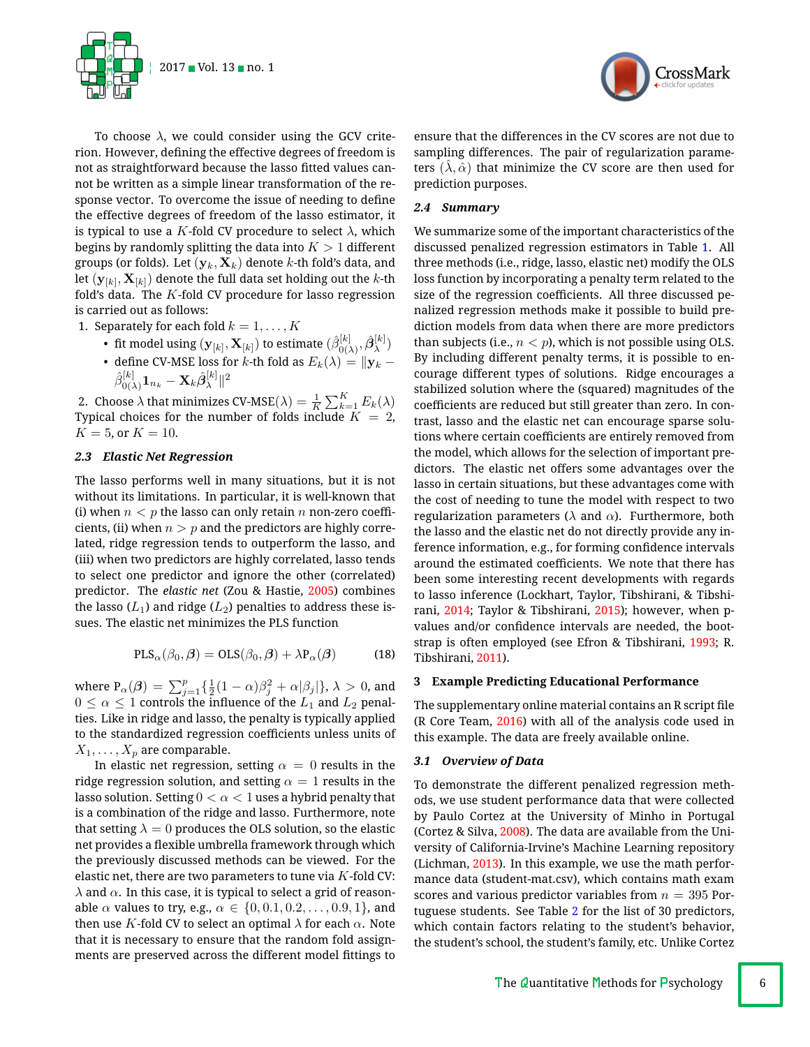To choose $\lambda$, we could consider using the GCV criterion. However, defining the effective degrees of freedom is not as straightforward because the lasso fitted values cannot be written as a simple linear transformation of the response vector. To overcome the issue of needing to define the effective degrees of freedom of the lasso estimator, it is typical to use a $K$-fold CV procedure to select $\lambda$, which begins by randomly splitting the data into $K > 1$ different groups (or folds). Let $(\mathbf{y}_k, \mathbf{X}_k)$ denote $k$-th fold's data, and let $(\mathbf{y}_{[k]}, \mathbf{X}_{[k]})$ denote the full data set holding out the $k$-th fold's data. The $K$-fold CV procedure for lasso regression is carried out as follows:

1. Separately for each fold $k = 1, \ldots, K$
   - fit model using $(\mathbf{y}_{[k]}, \mathbf{X}_{[k]})$ to estimate $(\hat{\beta}_{0(\lambda)}^{[k]}, \hat{\boldsymbol{\beta}}_{\lambda}^{[k]})$
   - define CV-MSE loss for $k$-th fold as $E_k(\lambda) = \|\mathbf{y}_k - \hat{\beta}_{0(\lambda)}^{[k]} \mathbf{1}_{n_k} - \mathbf{X}_k \hat{\boldsymbol{\beta}}_{\lambda}^{[k]}\|^2$
2. Choose $\lambda$ that minimizes CV-MSE$(\lambda) = \frac{1}{K}\sum_{k=1}^{K} E_k(\lambda)$

Typical choices for the number of folds include $K = 2$, $K = 5$, or $K = 10$.

### 2.3 Elastic Net Regression

The lasso performs well in many situations, but it is not without its limitations. In particular, it is well-known that (i) when $n < p$ the lasso can only retain $n$ non-zero coefficients, (ii) when $n > p$ and the predictors are highly correlated, ridge regression tends to outperform the lasso, and (iii) when two predictors are highly correlated, lasso tends to select one predictor and ignore the other (correlated) predictor. The *elastic net* (Zou & Hastie, 2005) combines the lasso ($L_1$) and ridge ($L_2$) penalties to address these issues. The elastic net minimizes the PLS function

$$\text{PLS}_\alpha(\beta_0, \boldsymbol{\beta}) = \text{OLS}(\beta_0, \boldsymbol{\beta}) + \lambda \text{P}_\alpha(\boldsymbol{\beta}) \tag{18}$$

where $\text{P}_\alpha(\boldsymbol{\beta}) = \sum_{j=1}^{p}\{\frac{1}{2}(1-\alpha)\beta_j^2 + \alpha|\beta_j|\}$, $\lambda > 0$, and $0 \leq \alpha \leq 1$ controls the influence of the $L_1$ and $L_2$ penalties. Like in ridge and lasso, the penalty is typically applied to the standardized regression coefficients unless units of $X_1, \ldots, X_p$ are comparable.

In elastic net regression, setting $\alpha = 0$ results in the ridge regression solution, and setting $\alpha = 1$ results in the lasso solution. Setting $0 < \alpha < 1$ uses a hybrid penalty that is a combination of the ridge and lasso. Furthermore, note that setting $\lambda = 0$ produces the OLS solution, so the elastic net provides a flexible umbrella framework through which the previously discussed methods can be viewed. For the elastic net, there are two parameters to tune via $K$-fold CV: $\lambda$ and $\alpha$. In this case, it is typical to select a grid of reasonable $\alpha$ values to try, e.g., $\alpha \in \{0, 0.1, 0.2, \ldots, 0.9, 1\}$, and then use $K$-fold CV to select an optimal $\lambda$ for each $\alpha$. Note that it is necessary to ensure that the random fold assignments are preserved across the different model fittings to ensure that the differences in the CV scores are not due to sampling differences. The pair of regularization parameters $(\hat{\lambda}, \hat{\alpha})$ that minimize the CV score are then used for prediction purposes.

### 2.4 Summary

We summarize some of the important characteristics of the discussed penalized regression estimators in Table 1. All three methods (i.e., ridge, lasso, elastic net) modify the OLS loss function by incorporating a penalty term related to the size of the regression coefficients. All three discussed penalized regression methods make it possible to build prediction models from data when there are more predictors than subjects (i.e., $n < p$), which is not possible using OLS. By including different penalty terms, it is possible to encourage different types of solutions. Ridge encourages a stabilized solution where the (squared) magnitudes of the coefficients are reduced but still greater than zero. In contrast, lasso and the elastic net can encourage sparse solutions where certain coefficients are entirely removed from the model, which allows for the selection of important predictors. The elastic net offers some advantages over the lasso in certain situations, but these advantages come with the cost of needing to tune the model with respect to two regularization parameters ($\lambda$ and $\alpha$). Furthermore, both the lasso and the elastic net do not directly provide any inference information, e.g., for forming confidence intervals around the estimated coefficients. We note that there has been some interesting recent developments with regards to lasso inference (Lockhart, Taylor, Tibshirani, & Tibshirani, 2014; Taylor & Tibshirani, 2015); however, when p-values and/or confidence intervals are needed, the bootstrap is often employed (see Efron & Tibshirani, 1993; R. Tibshirani, 2011).

## 3 Example Predicting Educational Performance

The supplementary online material contains an R script file (R Core Team, 2016) with all of the analysis code used in this example. The data are freely available online.

### 3.1 Overview of Data

To demonstrate the different penalized regression methods, we use student performance data that were collected by Paulo Cortez at the University of Minho in Portugal (Cortez & Silva, 2008). The data are available from the University of California-Irvine's Machine Learning repository (Lichman, 2013). In this example, we use the math performance data (student-mat.csv), which contains math exam scores and various predictor variables from $n = 395$ Portuguese students. See Table 2 for the list of 30 predictors, which contain factors relating to the student's behavior, the student's school, the student's family, etc. Unlike Cortez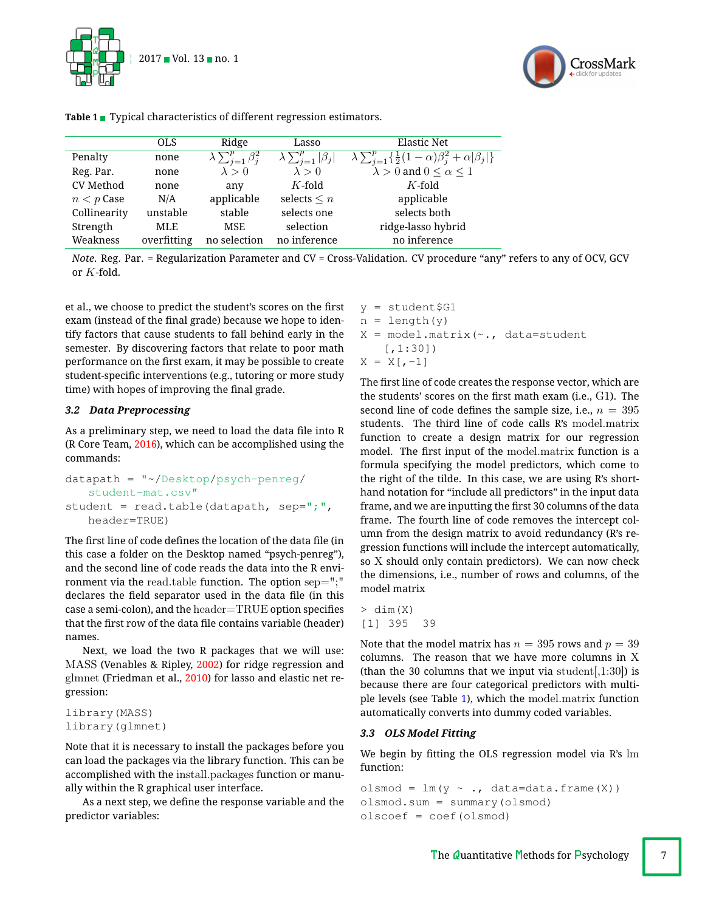**Table 1** Typical characteristics of different regression estimators.

| | OLS | Ridge | Lasso | Elastic Net |
|---|---|---|---|---|
| Penalty | none | $\lambda \sum_{j=1}^{p} \beta_j^2$ | $\lambda \sum_{j=1}^{p} \lvert\beta_j\rvert$ | $\lambda \sum_{j=1}^{p} \{\frac{1}{2}(1-\alpha)\beta_j^2 + \alpha\lvert\beta_j\rvert\}$ |
| Reg. Par. | none | $\lambda > 0$ | $\lambda > 0$ | $\lambda > 0$ and $0 \leq \alpha \leq 1$ |
| CV Method | none | any | $K$-fold | $K$-fold |
| $n < p$ Case | N/A | applicable | selects $\leq n$ | applicable |
| Collinearity | unstable | stable | selects one | selects both |
| Strength | MLE | MSE | selection | ridge-lasso hybrid |
| Weakness | overfitting | no selection | no inference | no inference |

*Note.* Reg. Par. = Regularization Parameter and CV = Cross-Validation. CV procedure "any" refers to any of OCV, GCV or $K$-fold.

et al., we choose to predict the student's scores on the first exam (instead of the final grade) because we hope to identify factors that cause students to fall behind early in the semester. By discovering factors that relate to poor math performance on the first exam, it may be possible to create student-specific interventions (e.g., tutoring or more study time) with hopes of improving the final grade.

### 3.2 Data Preprocessing

As a preliminary step, we need to load the data file into R (R Core Team, 2016), which can be accomplished using the commands:

```
datapath = "~/Desktop/psych-penreg/
    student-mat.csv"
student = read.table(datapath, sep=";",
    header=TRUE)
```

The first line of code defines the location of the data file (in this case a folder on the Desktop named "psych-penreg"), and the second line of code reads the data into the R environment via the read.table function. The option sep=";" declares the field separator used in the data file (in this case a semi-colon), and the header=TRUE option specifies that the first row of the data file contains variable (header) names.

Next, we load the two R packages that we will use: MASS (Venables & Ripley, 2002) for ridge regression and glmnet (Friedman et al., 2010) for lasso and elastic net regression:

```
library(MASS)
library(glmnet)
```

Note that it is necessary to install the packages before you can load the packages via the library function. This can be accomplished with the install.packages function or manually within the R graphical user interface.

As a next step, we define the response variable and the predictor variables:

```
y = student$G1
n = length(y)
X = model.matrix(~., data=student
    [,1:30])
X = X[,-1]
```

The first line of code creates the response vector, which are the students' scores on the first math exam (i.e., G1). The second line of code defines the sample size, i.e., $n = 395$ students. The third line of code calls R's model.matrix function to create a design matrix for our regression model. The first input of the model.matrix function is a formula specifying the model predictors, which come to the right of the tilde. In this case, we are using R's shorthand notation for "include all predictors" in the input data frame, and we are inputting the first 30 columns of the data frame. The fourth line of code removes the intercept column from the design matrix to avoid redundancy (R's regression functions will include the intercept automatically, so X should only contain predictors). We can now check the dimensions, i.e., number of rows and columns, of the model matrix

```
> dim(X)
[1] 395  39
```

Note that the model matrix has $n = 395$ rows and $p = 39$ columns. The reason that we have more columns in X (than the 30 columns that we input via student[,1:30]) is because there are four categorical predictors with multiple levels (see Table 1), which the model.matrix function automatically converts into dummy coded variables.

### 3.3 OLS Model Fitting

We begin by fitting the OLS regression model via R's lm function:

```
olsmod = lm(y ~ ., data=data.frame(X))
olsmod.sum = summary(olsmod)
olscoef = coef(olsmod)
```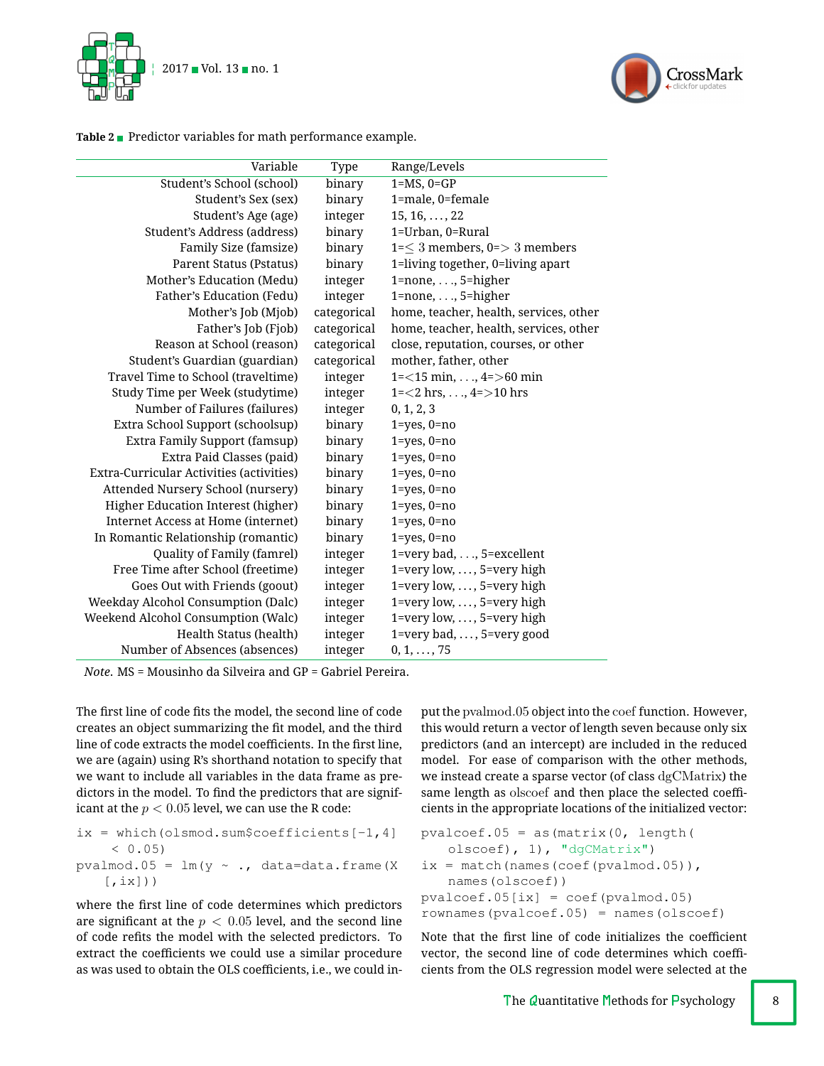**Table 2** Predictor variables for math performance example.

| Variable | Type | Range/Levels |
|---|---|---|
| Student's School (school) | binary | 1=MS, 0=GP |
| Student's Sex (sex) | binary | 1=male, 0=female |
| Student's Age (age) | integer | 15, 16, ..., 22 |
| Student's Address (address) | binary | 1=Urban, 0=Rural |
| Family Size (famsize) | binary | 1=$\leq 3$ members, 0=$> 3$ members |
| Parent Status (Pstatus) | binary | 1=living together, 0=living apart |
| Mother's Education (Medu) | integer | 1=none, ..., 5=higher |
| Father's Education (Fedu) | integer | 1=none, ..., 5=higher |
| Mother's Job (Mjob) | categorical | home, teacher, health, services, other |
| Father's Job (Fjob) | categorical | home, teacher, health, services, other |
| Reason at School (reason) | categorical | close, reputation, courses, or other |
| Student's Guardian (guardian) | categorical | mother, father, other |
| Travel Time to School (traveltime) | integer | 1=<15 min, ..., 4=>60 min |
| Study Time per Week (studytime) | integer | 1=<2 hrs, ..., 4=>10 hrs |
| Number of Failures (failures) | integer | 0, 1, 2, 3 |
| Extra School Support (schoolsup) | binary | 1=yes, 0=no |
| Extra Family Support (famsup) | binary | 1=yes, 0=no |
| Extra Paid Classes (paid) | binary | 1=yes, 0=no |
| Extra-Curricular Activities (activities) | binary | 1=yes, 0=no |
| Attended Nursery School (nursery) | binary | 1=yes, 0=no |
| Higher Education Interest (higher) | binary | 1=yes, 0=no |
| Internet Access at Home (internet) | binary | 1=yes, 0=no |
| In Romantic Relationship (romantic) | binary | 1=yes, 0=no |
| Quality of Family (famrel) | integer | 1=very bad, ..., 5=excellent |
| Free Time after School (freetime) | integer | 1=very low, ..., 5=very high |
| Goes Out with Friends (goout) | integer | 1=very low, ..., 5=very high |
| Weekday Alcohol Consumption (Dalc) | integer | 1=very low, ..., 5=very high |
| Weekend Alcohol Consumption (Walc) | integer | 1=very low, ..., 5=very high |
| Health Status (health) | integer | 1=very bad, ..., 5=very good |
| Number of Absences (absences) | integer | 0, 1, ..., 75 |

*Note.* MS = Mousinho da Silveira and GP = Gabriel Pereira.

The first line of code fits the model, the second line of code creates an object summarizing the fit model, and the third line of code extracts the model coefficients. In the first line, we are (again) using R's shorthand notation to specify that we want to include all variables in the data frame as predictors in the model. To find the predictors that are significant at the $p < 0.05$ level, we can use the R code:

```
ix = which(olsmod.sum$coefficients[-1,4]
     < 0.05)
pvalmod.05 = lm(y ~ ., data=data.frame(X
    [,ix]))
```

where the first line of code determines which predictors are significant at the $p < 0.05$ level, and the second line of code refits the model with the selected predictors. To extract the coefficients we could use a similar procedure as was used to obtain the OLS coefficients, i.e., we could input the pvalmod.05 object into the coef function. However, this would return a vector of length seven because only six predictors (and an intercept) are included in the reduced model. For ease of comparison with the other methods, we instead create a sparse vector (of class dgCMatrix) the same length as olscoef and then place the selected coefficients in the appropriate locations of the initialized vector:

```
pvalcoef.05 = as(matrix(0, length(
    olscoef), 1), "dgCMatrix")
ix = match(names(coef(pvalmod.05)),
    names(olscoef))
pvalcoef.05[ix] = coef(pvalmod.05)
rownames(pvalcoef.05) = names(olscoef)
```

Note that the first line of code initializes the coefficient vector, the second line of code determines which coefficients from the OLS regression model were selected at the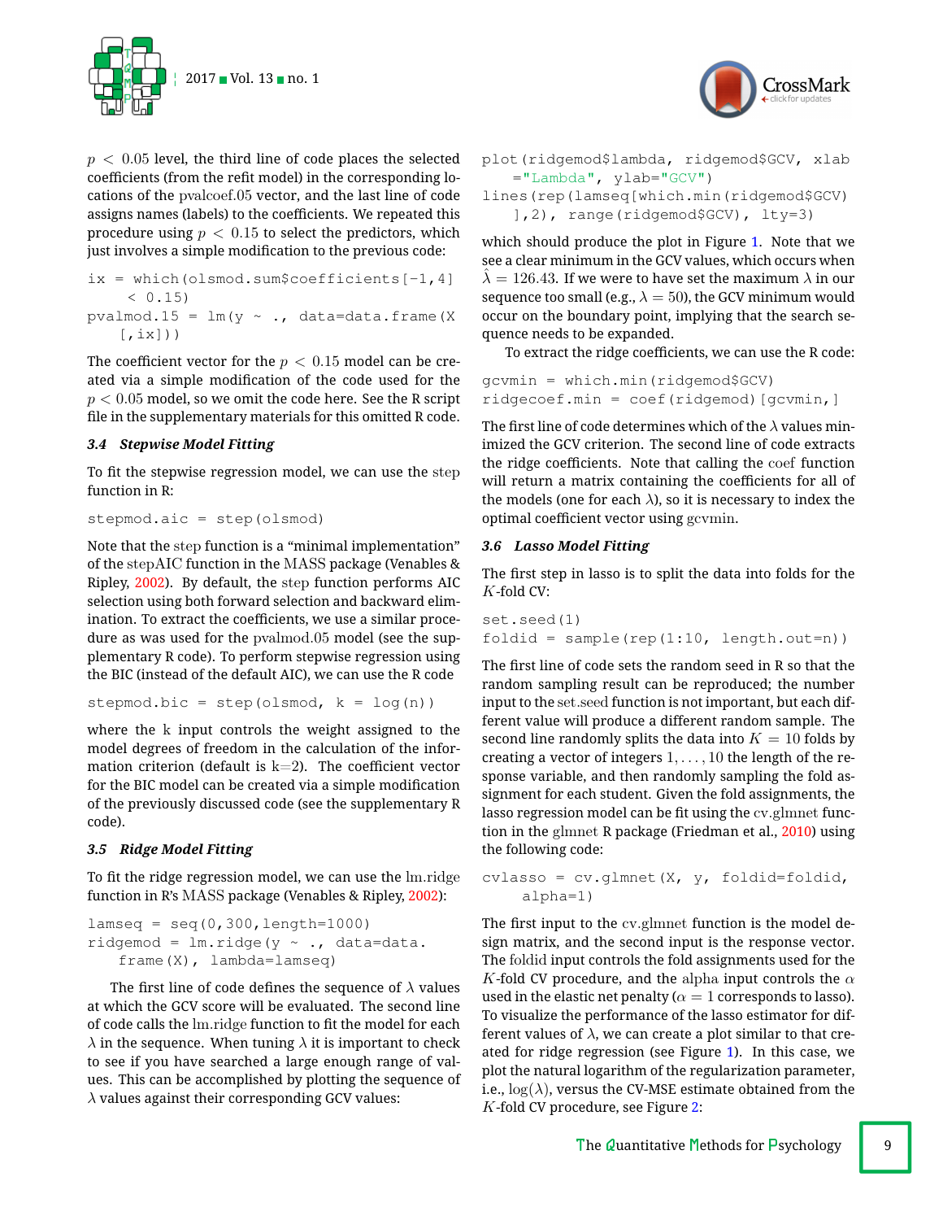$p < 0.05$ level, the third line of code places the selected coefficients (from the refit model) in the corresponding locations of the pvalcoef.05 vector, and the last line of code assigns names (labels) to the coefficients. We repeated this procedure using $p < 0.15$ to select the predictors, which just involves a simple modification to the previous code:

```
ix = which(olsmod.sum$coefficients[-1,4]
     < 0.15)
pvalmod.15 = lm(y ~ ., data=data.frame(X
    [,ix]))
```

The coefficient vector for the $p < 0.15$ model can be created via a simple modification of the code used for the $p < 0.05$ model, so we omit the code here. See the R script file in the supplementary materials for this omitted R code.

### 3.4 Stepwise Model Fitting

To fit the stepwise regression model, we can use the step function in R:

```
stepmod.aic = step(olsmod)
```

Note that the step function is a "minimal implementation" of the stepAIC function in the MASS package (Venables & Ripley, 2002). By default, the step function performs AIC selection using both forward selection and backward elimination. To extract the coefficients, we use a similar procedure as was used for the pvalmod.05 model (see the supplementary R code). To perform stepwise regression using the BIC (instead of the default AIC), we can use the R code

```
stepmod.bic = step(olsmod, k = log(n))
```

where the k input controls the weight assigned to the model degrees of freedom in the calculation of the information criterion (default is k=2). The coefficient vector for the BIC model can be created via a simple modification of the previously discussed code (see the supplementary R code).

### 3.5 Ridge Model Fitting

To fit the ridge regression model, we can use the lm.ridge function in R's MASS package (Venables & Ripley, 2002):

```
lamseq = seq(0,300,length=1000)
ridgemod = lm.ridge(y ~ ., data=data.
    frame(X), lambda=lamseq)
```

The first line of code defines the sequence of $\lambda$ values at which the GCV score will be evaluated. The second line of code calls the lm.ridge function to fit the model for each $\lambda$ in the sequence. When tuning $\lambda$ it is important to check to see if you have searched a large enough range of values. This can be accomplished by plotting the sequence of $\lambda$ values against their corresponding GCV values:

```
plot(ridgemod$lambda, ridgemod$GCV, xlab
    ="Lambda", ylab="GCV")
lines(rep(lamseq[which.min(ridgemod$GCV)
    ],2), range(ridgemod$GCV), lty=3)
```

which should produce the plot in Figure 1. Note that we see a clear minimum in the GCV values, which occurs when $\hat{\lambda} = 126.43$. If we were to have set the maximum $\lambda$ in our sequence too small (e.g., $\lambda = 50$), the GCV minimum would occur on the boundary point, implying that the search sequence needs to be expanded.

To extract the ridge coefficients, we can use the R code:

```
gcvmin = which.min(ridgemod$GCV)
ridgecoef.min = coef(ridgemod)[gcvmin,]
```

The first line of code determines which of the $\lambda$ values minimized the GCV criterion. The second line of code extracts the ridge coefficients. Note that calling the coef function will return a matrix containing the coefficients for all of the models (one for each $\lambda$), so it is necessary to index the optimal coefficient vector using gcvmin.

### 3.6 Lasso Model Fitting

The first step in lasso is to split the data into folds for the $K$-fold CV:

```
set.seed(1)
foldid = sample(rep(1:10, length.out=n))
```

The first line of code sets the random seed in R so that the random sampling result can be reproduced; the number input to the set.seed function is not important, but each different value will produce a different random sample. The second line randomly splits the data into $K = 10$ folds by creating a vector of integers $1, \ldots, 10$ the length of the response variable, and then randomly sampling the fold assignment for each student. Given the fold assignments, the lasso regression model can be fit using the cv.glmnet function in the glmnet R package (Friedman et al., 2010) using the following code:

```
cvlasso = cv.glmnet(X, y, foldid=foldid,
     alpha=1)
```

The first input to the cv.glmnet function is the model design matrix, and the second input is the response vector. The foldid input controls the fold assignments used for the $K$-fold CV procedure, and the alpha input controls the $\alpha$ used in the elastic net penalty ($\alpha = 1$ corresponds to lasso). To visualize the performance of the lasso estimator for different values of $\lambda$, we can create a plot similar to that created for ridge regression (see Figure 1). In this case, we plot the natural logarithm of the regularization parameter, i.e., $\log(\lambda)$, versus the CV-MSE estimate obtained from the $K$-fold CV procedure, see Figure 2: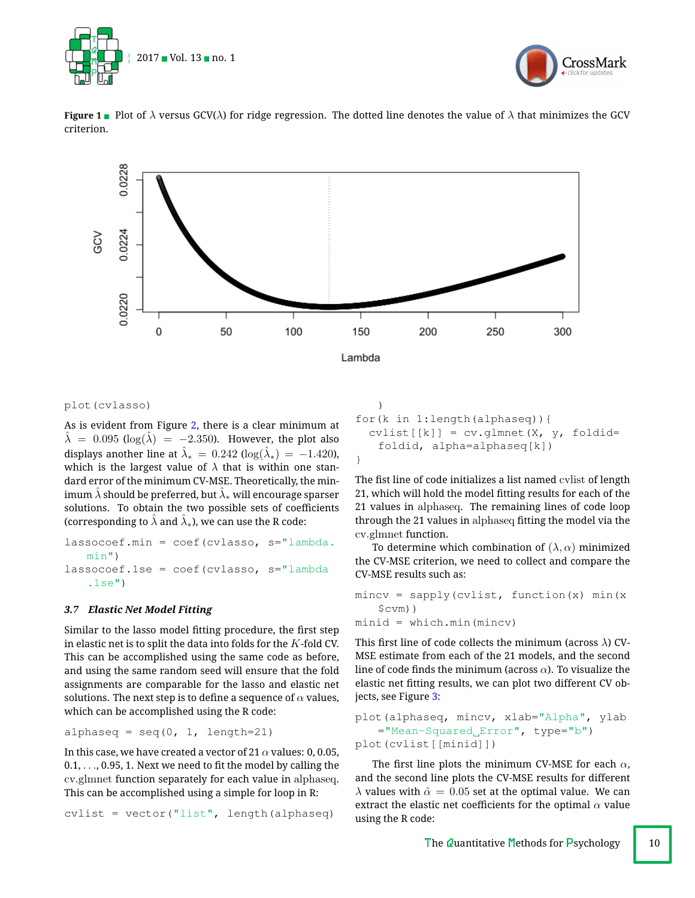**Figure 1** Plot of $\lambda$ versus GCV($\lambda$) for ridge regression. The dotted line denotes the value of $\lambda$ that minimizes the GCV criterion.

```
plot(cvlasso)
```

As is evident from Figure 2, there is a clear minimum at $\hat{\lambda} = 0.095$ ($\log(\hat{\lambda}) = -2.350$). However, the plot also displays another line at $\hat{\lambda}_* = 0.242$ ($\log(\hat{\lambda}_*) = -1.420$), which is the largest value of $\lambda$ that is within one standard error of the minimum CV-MSE. Theoretically, the minimum $\hat{\lambda}$ should be preferred, but $\hat{\lambda}_*$ will encourage sparser solutions. To obtain the two possible sets of coefficients (corresponding to $\hat{\lambda}$ and $\hat{\lambda}_*$), we can use the R code:

```
lassocoef.min = coef(cvlasso, s="lambda.
    min")
lassocoef.1se = coef(cvlasso, s="lambda
    .1se")
```

### 3.7 *Elastic Net Model Fitting*

Similar to the lasso model fitting procedure, the first step in elastic net is to split the data into folds for the $K$-fold CV. This can be accomplished using the same code as before, and using the same random seed will ensure that the fold assignments are comparable for the lasso and elastic net solutions. The next step is to define a sequence of $\alpha$ values, which can be accomplished using the R code:

```
alphaseq = seq(0, 1, length=21)
```

In this case, we have created a vector of 21 $\alpha$ values: 0, 0.05, 0.1, . . . , 0.95, 1. Next we need to fit the model by calling the cv.glmnet function separately for each value in alphaseq. This can be accomplished using a simple for loop in R:

```
cvlist = vector("list", length(alphaseq)
    )
for(k in 1:length(alphaseq)){
  cvlist[[k]] = cv.glmnet(X, y, foldid=
    foldid, alpha=alphaseq[k])
}
```

The fist line of code initializes a list named cvlist of length 21, which will hold the model fitting results for each of the 21 values in alphaseq. The remaining lines of code loop through the 21 values in alphaseq fitting the model via the cv.glmnet function.

To determine which combination of $(\lambda, \alpha)$ minimized the CV-MSE criterion, we need to collect and compare the CV-MSE results such as:

```
mincv = sapply(cvlist, function(x) min(x
    $cvm))
minid = which.min(mincv)
```

This first line of code collects the minimum (across $\lambda$) CV-MSE estimate from each of the 21 models, and the second line of code finds the minimum (across $\alpha$). To visualize the elastic net fitting results, we can plot two different CV objects, see Figure 3:

```
plot(alphaseq, mincv, xlab="Alpha", ylab
    ="Mean-Squared Error", type="b")
plot(cvlist[[minid]])
```

The first line plots the minimum CV-MSE for each $\alpha$, and the second line plots the CV-MSE results for different $\lambda$ values with $\hat{\alpha} = 0.05$ set at the optimal value. We can extract the elastic net coefficients for the optimal $\alpha$ value using the R code: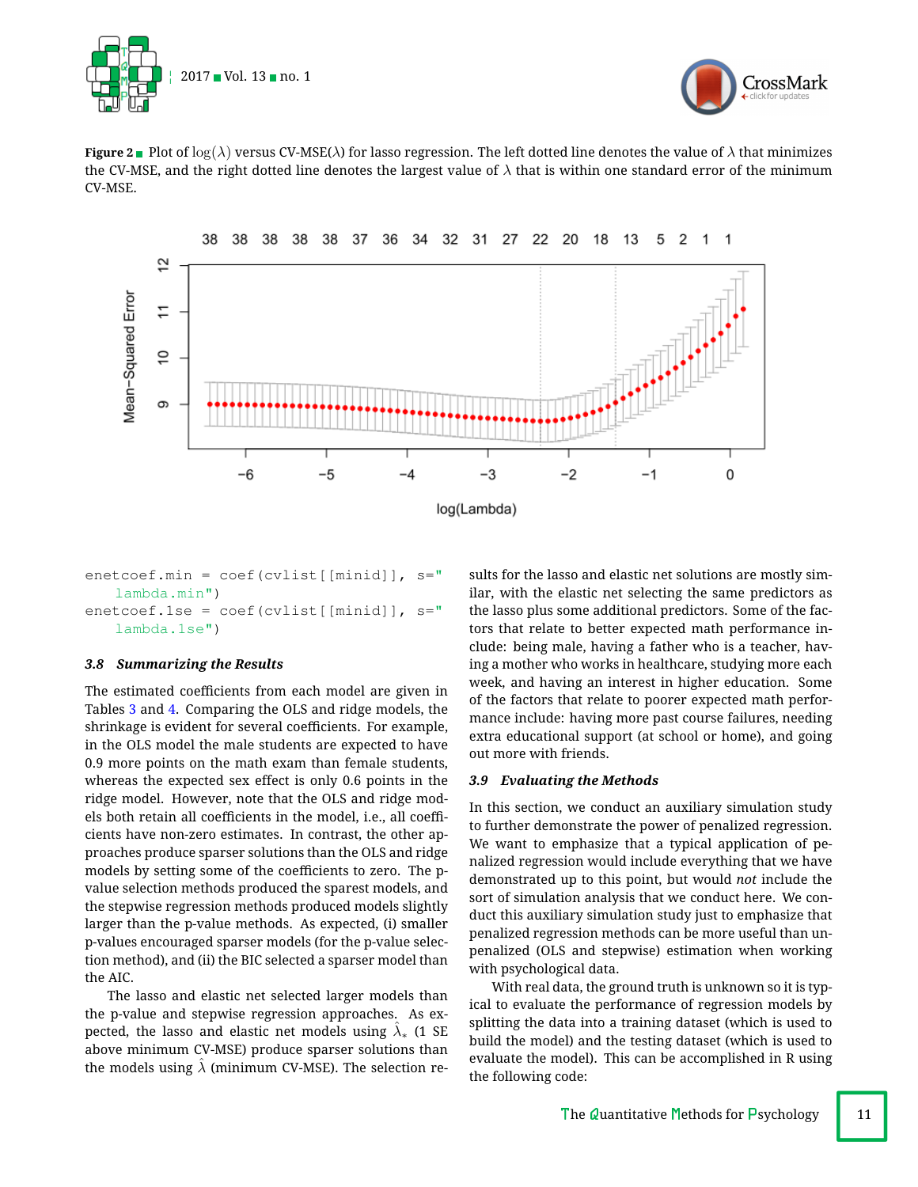**Figure 2** Plot of $\log(\lambda)$ versus CV-MSE($\lambda$) for lasso regression. The left dotted line denotes the value of $\lambda$ that minimizes the CV-MSE, and the right dotted line denotes the largest value of $\lambda$ that is within one standard error of the minimum CV-MSE.

```
enetcoef.min = coef(cvlist[[minid]], s="
    lambda.min")
enetcoef.1se = coef(cvlist[[minid]], s="
    lambda.1se")
```

### 3.8 Summarizing the Results

The estimated coefficients from each model are given in Tables 3 and 4. Comparing the OLS and ridge models, the shrinkage is evident for several coefficients. For example, in the OLS model the male students are expected to have 0.9 more points on the math exam than female students, whereas the expected sex effect is only 0.6 points in the ridge model. However, note that the OLS and ridge models both retain all coefficients in the model, i.e., all coefficients have non-zero estimates. In contrast, the other approaches produce sparser solutions than the OLS and ridge models by setting some of the coefficients to zero. The p-value selection methods produced the sparest models, and the stepwise regression methods produced models slightly larger than the p-value methods. As expected, (i) smaller p-values encouraged sparser models (for the p-value selection method), and (ii) the BIC selected a sparser model than the AIC.

The lasso and elastic net selected larger models than the p-value and stepwise regression approaches. As expected, the lasso and elastic net models using $\hat{\lambda}_*$ (1 SE above minimum CV-MSE) produce sparser solutions than the models using $\hat{\lambda}$ (minimum CV-MSE). The selection results for the lasso and elastic net solutions are mostly similar, with the elastic net selecting the same predictors as the lasso plus some additional predictors. Some of the factors that relate to better expected math performance include: being male, having a father who is a teacher, having a mother who works in healthcare, studying more each week, and having an interest in higher education. Some of the factors that relate to poorer expected math performance include: having more past course failures, needing extra educational support (at school or home), and going out more with friends.

### 3.9 Evaluating the Methods

In this section, we conduct an auxiliary simulation study to further demonstrate the power of penalized regression. We want to emphasize that a typical application of penalized regression would include everything that we have demonstrated up to this point, but would *not* include the sort of simulation analysis that we conduct here. We conduct this auxiliary simulation study just to emphasize that penalized regression methods can be more useful than unpenalized (OLS and stepwise) estimation when working with psychological data.

With real data, the ground truth is unknown so it is typical to evaluate the performance of regression models by splitting the data into a training dataset (which is used to build the model) and the testing dataset (which is used to evaluate the model). This can be accomplished in R using the following code: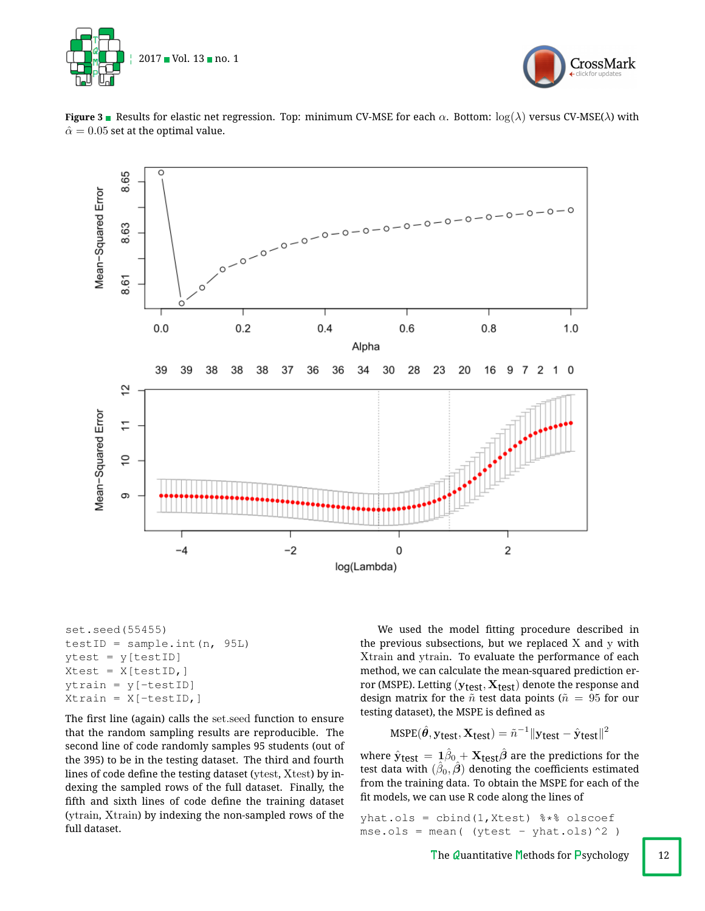**Figure 3** Results for elastic net regression. Top: minimum CV-MSE for each $\alpha$. Bottom: $\log(\lambda)$ versus CV-MSE($\lambda$) with $\hat{\alpha} = 0.05$ set at the optimal value.

```
set.seed(55455)
testID = sample.int(n, 95L)
ytest = y[testID]
Xtest = X[testID,]
ytrain = y[-testID]
Xtrain = X[-testID,]
```

The first line (again) calls the set.seed function to ensure that the random sampling results are reproducible. The second line of code randomly samples 95 students (out of the 395) to be in the testing dataset. The third and fourth lines of code define the testing dataset (ytest, Xtest) by indexing the sampled rows of the full dataset. Finally, the fifth and sixth lines of code define the training dataset (ytrain, Xtrain) by indexing the non-sampled rows of the full dataset.

We used the model fitting procedure described in the previous subsections, but we replaced X and y with Xtrain and ytrain. To evaluate the performance of each method, we can calculate the mean-squared prediction error (MSPE). Letting $(\mathbf{y}_{\text{test}}, \mathbf{X}_{\text{test}})$ denote the response and design matrix for the $\tilde{n}$ test data points ($\tilde{n} = 95$ for our testing dataset), the MSPE is defined as

$$\text{MSPE}(\hat{\boldsymbol{\theta}}, \mathbf{y}_{\text{test}}, \mathbf{X}_{\text{test}}) = \tilde{n}^{-1} \|\mathbf{y}_{\text{test}} - \hat{\mathbf{y}}_{\text{test}}\|^2$$

where $\hat{\mathbf{y}}_{\text{test}} = \mathbf{1}\hat{\beta}_0 + \mathbf{X}_{\text{test}}\hat{\boldsymbol{\beta}}$ are the predictions for the test data with $(\hat{\beta}_0, \hat{\boldsymbol{\beta}})$ denoting the coefficients estimated from the training data. To obtain the MSPE for each of the fit models, we can use R code along the lines of

```
yhat.ols = cbind(1,Xtest) %*% olscoef
mse.ols = mean( (ytest - yhat.ols)^2 )
```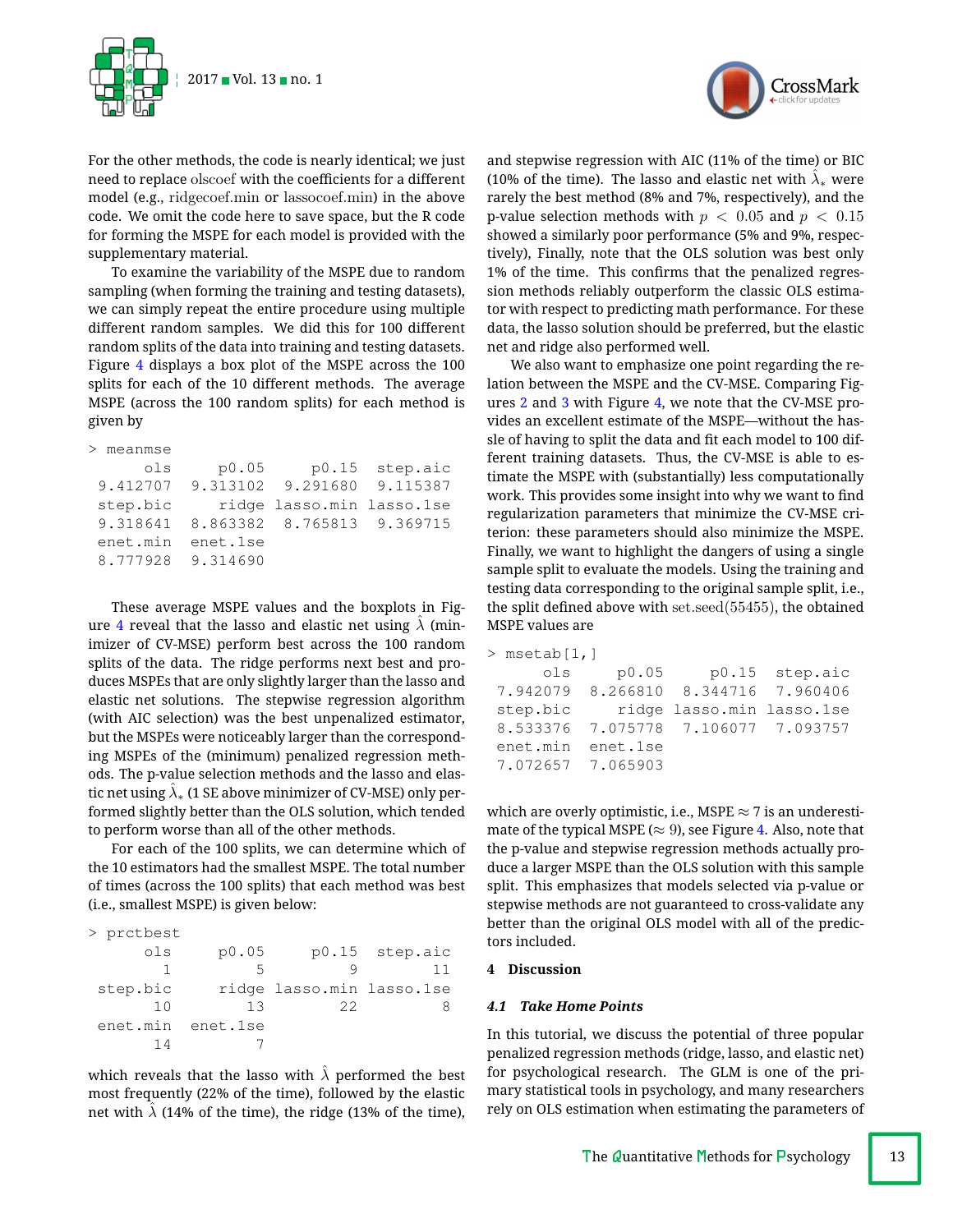For the other methods, the code is nearly identical; we just need to replace olscoef with the coefficients for a different model (e.g., ridgecoef.min or lassocoef.min) in the above code. We omit the code here to save space, but the R code for forming the MSPE for each model is provided with the supplementary material.

To examine the variability of the MSPE due to random sampling (when forming the training and testing datasets), we can simply repeat the entire procedure using multiple different random samples. We did this for 100 different random splits of the data into training and testing datasets. Figure 4 displays a box plot of the MSPE across the 100 splits for each of the 10 different methods. The average MSPE (across the 100 random splits) for each method is given by

```
> meanmse
      ols     p0.05     p0.15  step.aic
 9.412707  9.313102  9.291680  9.115387
 step.bic     ridge lasso.min lasso.1se
 9.318641  8.863382  8.765813  9.369715
 enet.min  enet.1se
 8.777928  9.314690
```

These average MSPE values and the boxplots in Figure 4 reveal that the lasso and elastic net using $\hat{\lambda}$ (minimizer of CV-MSE) perform best across the 100 random splits of the data. The ridge performs next best and produces MSPEs that are only slightly larger than the lasso and elastic net solutions. The stepwise regression algorithm (with AIC selection) was the best unpenalized estimator, but the MSPEs were noticeably larger than the corresponding MSPEs of the (minimum) penalized regression methods. The p-value selection methods and the lasso and elastic net using $\hat{\lambda}_*$ (1 SE above minimizer of CV-MSE) only performed slightly better than the OLS solution, which tended to perform worse than all of the other methods.

For each of the 100 splits, we can determine which of the 10 estimators had the smallest MSPE. The total number of times (across the 100 splits) that each method was best (i.e., smallest MSPE) is given below:

```
> prctbest
      ols     p0.05     p0.15  step.aic
        1         5         9        11
 step.bic     ridge lasso.min lasso.1se
       10        13        22         8
 enet.min  enet.1se
       14         7
```

which reveals that the lasso with $\hat{\lambda}$ performed the best most frequently (22% of the time), followed by the elastic net with $\hat{\lambda}$ (14% of the time), the ridge (13% of the time), and stepwise regression with AIC (11% of the time) or BIC (10% of the time). The lasso and elastic net with $\hat{\lambda}_*$ were rarely the best method (8% and 7%, respectively), and the p-value selection methods with $p < 0.05$ and $p < 0.15$ showed a similarly poor performance (5% and 9%, respectively), Finally, note that the OLS solution was best only 1% of the time. This confirms that the penalized regression methods reliably outperform the classic OLS estimator with respect to predicting math performance. For these data, the lasso solution should be preferred, but the elastic net and ridge also performed well.

We also want to emphasize one point regarding the relation between the MSPE and the CV-MSE. Comparing Figures 2 and 3 with Figure 4, we note that the CV-MSE provides an excellent estimate of the MSPE—without the hassle of having to split the data and fit each model to 100 different training datasets. Thus, the CV-MSE is able to estimate the MSPE with (substantially) less computationally work. This provides some insight into why we want to find regularization parameters that minimize the CV-MSE criterion: these parameters should also minimize the MSPE. Finally, we want to highlight the dangers of using a single sample split to evaluate the models. Using the training and testing data corresponding to the original sample split, i.e., the split defined above with set.seed(55455), the obtained MSPE values are

```
> msetab[1,]
      ols     p0.05     p0.15  step.aic
 7.942079  8.266810  8.344716  7.960406
 step.bic     ridge lasso.min lasso.1se
 8.533376  7.075778  7.106077  7.093757
 enet.min  enet.1se
 7.072657  7.065903
```

which are overly optimistic, i.e., MSPE $\approx 7$ is an underestimate of the typical MSPE ($\approx 9$), see Figure 4. Also, note that the p-value and stepwise regression methods actually produce a larger MSPE than the OLS solution with this sample split. This emphasizes that models selected via p-value or stepwise methods are not guaranteed to cross-validate any better than the original OLS model with all of the predictors included.

## 4 Discussion

### *4.1 Take Home Points*

In this tutorial, we discuss the potential of three popular penalized regression methods (ridge, lasso, and elastic net) for psychological research. The GLM is one of the primary statistical tools in psychology, and many researchers rely on OLS estimation when estimating the parameters of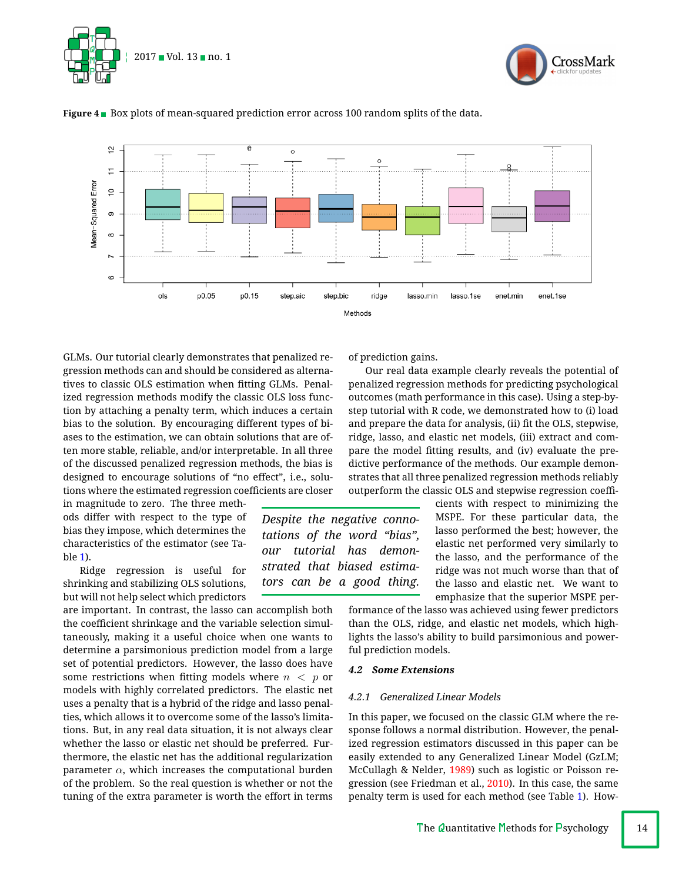**Figure 4** Box plots of mean-squared prediction error across 100 random splits of the data.

GLMs. Our tutorial clearly demonstrates that penalized regression methods can and should be considered as alternatives to classic OLS estimation when fitting GLMs. Penalized regression methods modify the classic OLS loss function by attaching a penalty term, which induces a certain bias to the solution. By encouraging different types of biases to the estimation, we can obtain solutions that are often more stable, reliable, and/or interpretable. In all three of the discussed penalized regression methods, the bias is designed to encourage solutions of "no effect", i.e., solutions where the estimated regression coefficients are closer in magnitude to zero. The three methods differ with respect to the type of bias they impose, which determines the characteristics of the estimator (see Table 1).

Ridge regression is useful for shrinking and stabilizing OLS solutions, but will not help select which predictors are important. In contrast, the lasso can accomplish both the coefficient shrinkage and the variable selection simultaneously, making it a useful choice when one wants to determine a parsimonious prediction model from a large set of potential predictors. However, the lasso does have some restrictions when fitting models where $n < p$ or models with highly correlated predictors. The elastic net uses a penalty that is a hybrid of the ridge and lasso penalties, which allows it to overcome some of the lasso's limitations. But, in any real data situation, it is not always clear whether the lasso or elastic net should be preferred. Furthermore, the elastic net has the additional regularization parameter $\alpha$, which increases the computational burden of the problem. So the real question is whether or not the tuning of the extra parameter is worth the effort in terms of prediction gains.

> *Despite the negative connotations of the word "bias", our tutorial has demonstrated that biased estimators can be a good thing.*

Our real data example clearly reveals the potential of penalized regression methods for predicting psychological outcomes (math performance in this case). Using a step-by-step tutorial with R code, we demonstrated how to (i) load and prepare the data for analysis, (ii) fit the OLS, stepwise, ridge, lasso, and elastic net models, (iii) extract and compare the model fitting results, and (iv) evaluate the predictive performance of the methods. Our example demonstrates that all three penalized regression methods reliably outperform the classic OLS and stepwise regression coefficients with respect to minimizing the MSPE. For these particular data, the lasso performed the best; however, the elastic net performed very similarly to the lasso, and the performance of the ridge was not much worse than that of the lasso and elastic net. We want to emphasize that the superior MSPE performance of the lasso was achieved using fewer predictors than the OLS, ridge, and elastic net models, which highlights the lasso's ability to build parsimonious and powerful prediction models.

### 4.2 Some Extensions

#### 4.2.1 Generalized Linear Models

In this paper, we focused on the classic GLM where the response follows a normal distribution. However, the penalized regression estimators discussed in this paper can be easily extended to any Generalized Linear Model (GzLM; McCullagh & Nelder, 1989) such as logistic or Poisson regression (see Friedman et al., 2010). In this case, the same penalty term is used for each method (see Table 1). How-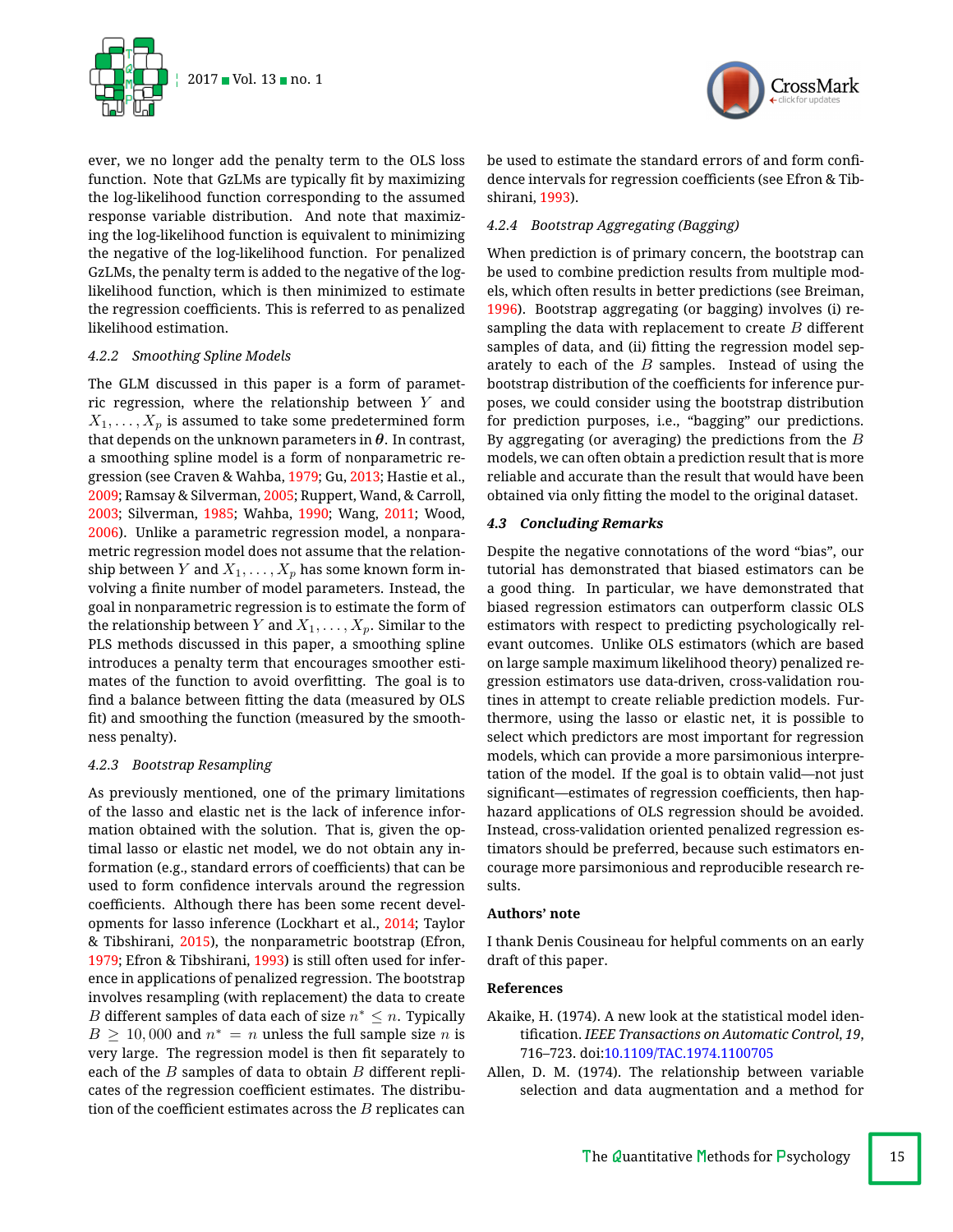ever, we no longer add the penalty term to the OLS loss function. Note that GzLMs are typically fit by maximizing the log-likelihood function corresponding to the assumed response variable distribution. And note that maximizing the log-likelihood function is equivalent to minimizing the negative of the log-likelihood function. For penalized GzLMs, the penalty term is added to the negative of the log-likelihood function, which is then minimized to estimate the regression coefficients. This is referred to as penalized likelihood estimation.

#### 4.2.2 Smoothing Spline Models

The GLM discussed in this paper is a form of parametric regression, where the relationship between $Y$ and $X_1, \ldots, X_p$ is assumed to take some predetermined form that depends on the unknown parameters in $\boldsymbol{\theta}$. In contrast, a smoothing spline model is a form of nonparametric regression (see Craven & Wahba, 1979; Gu, 2013; Hastie et al., 2009; Ramsay & Silverman, 2005; Ruppert, Wand, & Carroll, 2003; Silverman, 1985; Wahba, 1990; Wang, 2011; Wood, 2006). Unlike a parametric regression model, a nonparametric regression model does not assume that the relationship between $Y$ and $X_1, \ldots, X_p$ has some known form involving a finite number of model parameters. Instead, the goal in nonparametric regression is to estimate the form of the relationship between $Y$ and $X_1, \ldots, X_p$. Similar to the PLS methods discussed in this paper, a smoothing spline introduces a penalty term that encourages smoother estimates of the function to avoid overfitting. The goal is to find a balance between fitting the data (measured by OLS fit) and smoothing the function (measured by the smoothness penalty).

#### 4.2.3 Bootstrap Resampling

As previously mentioned, one of the primary limitations of the lasso and elastic net is the lack of inference information obtained with the solution. That is, given the optimal lasso or elastic net model, we do not obtain any information (e.g., standard errors of coefficients) that can be used to form confidence intervals around the regression coefficients. Although there has been some recent developments for lasso inference (Lockhart et al., 2014; Taylor & Tibshirani, 2015), the nonparametric bootstrap (Efron, 1979; Efron & Tibshirani, 1993) is still often used for inference in applications of penalized regression. The bootstrap involves resampling (with replacement) the data to create $B$ different samples of data each of size $n^* \leq n$. Typically $B \geq 10,000$ and $n^* = n$ unless the full sample size $n$ is very large. The regression model is then fit separately to each of the $B$ samples of data to obtain $B$ different replicates of the regression coefficient estimates. The distribution of the coefficient estimates across the $B$ replicates can be used to estimate the standard errors of and form confidence intervals for regression coefficients (see Efron & Tibshirani, 1993).

#### 4.2.4 Bootstrap Aggregating (Bagging)

When prediction is of primary concern, the bootstrap can be used to combine prediction results from multiple models, which often results in better predictions (see Breiman, 1996). Bootstrap aggregating (or bagging) involves (i) resampling the data with replacement to create $B$ different samples of data, and (ii) fitting the regression model separately to each of the $B$ samples. Instead of using the bootstrap distribution of the coefficients for inference purposes, we could consider using the bootstrap distribution for prediction purposes, i.e., "bagging" our predictions. By aggregating (or averaging) the predictions from the $B$ models, we can often obtain a prediction result that is more reliable and accurate than the result that would have been obtained via only fitting the model to the original dataset.

### 4.3 Concluding Remarks

Despite the negative connotations of the word "bias", our tutorial has demonstrated that biased estimators can be a good thing. In particular, we have demonstrated that biased regression estimators can outperform classic OLS estimators with respect to predicting psychologically relevant outcomes. Unlike OLS estimators (which are based on large sample maximum likelihood theory) penalized regression estimators use data-driven, cross-validation routines in attempt to create reliable prediction models. Furthermore, using the lasso or elastic net, it is possible to select which predictors are most important for regression models, which can provide a more parsimonious interpretation of the model. If the goal is to obtain valid—not just significant—estimates of regression coefficients, then haphazard applications of OLS regression should be avoided. Instead, cross-validation oriented penalized regression estimators should be preferred, because such estimators encourage more parsimonious and reproducible research results.

## Authors' note

I thank Denis Cousineau for helpful comments on an early draft of this paper.

## References

Akaike, H. (1974). A new look at the statistical model identification. *IEEE Transactions on Automatic Control*, *19*, 716–723. doi:10.1109/TAC.1974.1100705

Allen, D. M. (1974). The relationship between variable selection and data augmentation and a method for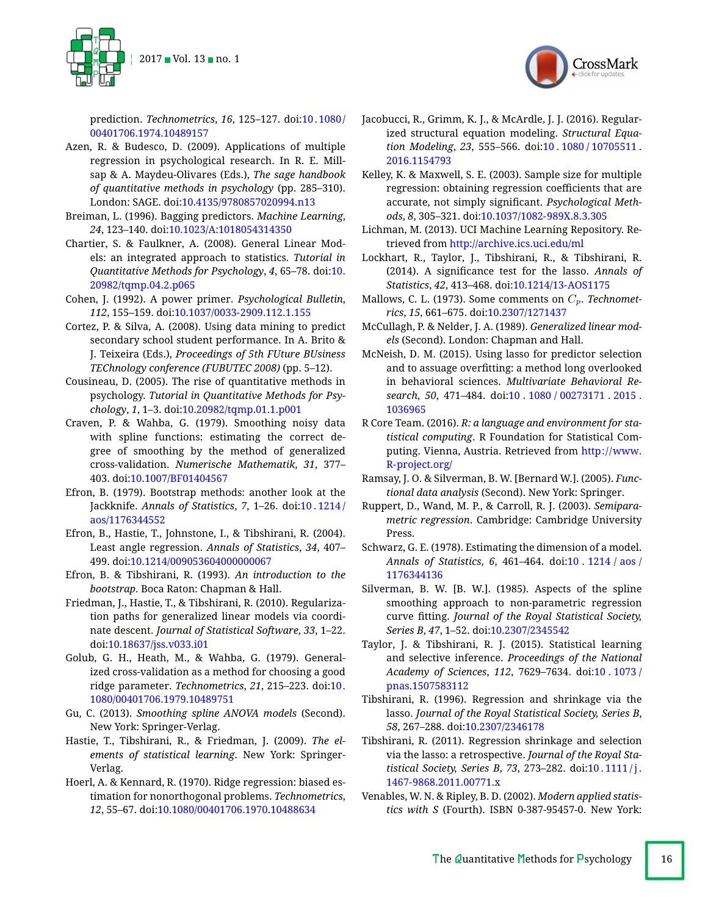prediction. *Technometrics*, *16*, 125–127. doi:10.1080/00401706.1974.10489157

Azen, R. & Budesco, D. (2009). Applications of multiple regression in psychological research. In R. E. Millsap & A. Maydeu-Olivares (Eds.), *The sage handbook of quantitative methods in psychology* (pp. 285–310). London: SAGE. doi:10.4135/9780857020994.n13

Breiman, L. (1996). Bagging predictors. *Machine Learning*, *24*, 123–140. doi:10.1023/A:1018054314350

Chartier, S. & Faulkner, A. (2008). General Linear Models: an integrated approach to statistics. *Tutorial in Quantitative Methods for Psychology*, *4*, 65–78. doi:10.20982/tqmp.04.2.p065

Cohen, J. (1992). A power primer. *Psychological Bulletin*, *112*, 155–159. doi:10.1037/0033-2909.112.1.155

Cortez, P. & Silva, A. (2008). Using data mining to predict secondary school student performance. In A. Brito & J. Teixeira (Eds.), *Proceedings of 5th FUture BUsiness TEChnology conference (FUBUTEC 2008)* (pp. 5–12).

Cousineau, D. (2005). The rise of quantitative methods in psychology. *Tutorial in Quantitative Methods for Psychology*, *1*, 1–3. doi:10.20982/tqmp.01.1.p001

Craven, P. & Wahba, G. (1979). Smoothing noisy data with spline functions: estimating the correct degree of smoothing by the method of generalized cross-validation. *Numerische Mathematik*, *31*, 377–403. doi:10.1007/BF01404567

Efron, B. (1979). Bootstrap methods: another look at the Jackknife. *Annals of Statistics*, *7*, 1–26. doi:10.1214/aos/1176344552

Efron, B., Hastie, T., Johnstone, I., & Tibshirani, R. (2004). Least angle regression. *Annals of Statistics*, *34*, 407–499. doi:10.1214/009053604000000067

Efron, B. & Tibshirani, R. (1993). *An introduction to the bootstrap*. Boca Raton: Chapman & Hall.

Friedman, J., Hastie, T., & Tibshirani, R. (2010). Regularization paths for generalized linear models via coordinate descent. *Journal of Statistical Software*, *33*, 1–22. doi:10.18637/jss.v033.i01

Golub, G. H., Heath, M., & Wahba, G. (1979). Generalized cross-validation as a method for choosing a good ridge parameter. *Technometrics*, *21*, 215–223. doi:10.1080/00401706.1979.10489751

Gu, C. (2013). *Smoothing spline ANOVA models* (Second). New York: Springer-Verlag.

Hastie, T., Tibshirani, R., & Friedman, J. (2009). *The elements of statistical learning*. New York: Springer-Verlag.

Hoerl, A. & Kennard, R. (1970). Ridge regression: biased estimation for nonorthogonal problems. *Technometrics*, *12*, 55–67. doi:10.1080/00401706.1970.10488634

Jacobucci, R., Grimm, K. J., & McArdle, J. J. (2016). Regularized structural equation modeling. *Structural Equation Modeling*, *23*, 555–566. doi:10.1080/10705511.2016.1154793

Kelley, K. & Maxwell, S. E. (2003). Sample size for multiple regression: obtaining regression coefficients that are accurate, not simply significant. *Psychological Methods*, *8*, 305–321. doi:10.1037/1082-989X.8.3.305

Lichman, M. (2013). UCI Machine Learning Repository. Retrieved from http://archive.ics.uci.edu/ml

Lockhart, R., Taylor, J., Tibshirani, R., & Tibshirani, R. (2014). A significance test for the lasso. *Annals of Statistics*, *42*, 413–468. doi:10.1214/13-AOS1175

Mallows, C. L. (1973). Some comments on $C_p$. *Technometrics*, *15*, 661–675. doi:10.2307/1271437

McCullagh, P. & Nelder, J. A. (1989). *Generalized linear models* (Second). London: Chapman and Hall.

McNeish, D. M. (2015). Using lasso for predictor selection and to assuage overfitting: a method long overlooked in behavioral sciences. *Multivariate Behavioral Research*, *50*, 471–484. doi:10.1080/00273171.2015.1036965

R Core Team. (2016). *R: a language and environment for statistical computing*. R Foundation for Statistical Computing. Vienna, Austria. Retrieved from http://www.R-project.org/

Ramsay, J. O. & Silverman, B. W. [Bernard W.]. (2005). *Functional data analysis* (Second). New York: Springer.

Ruppert, D., Wand, M. P., & Carroll, R. J. (2003). *Semiparametric regression*. Cambridge: Cambridge University Press.

Schwarz, G. E. (1978). Estimating the dimension of a model. *Annals of Statistics*, *6*, 461–464. doi:10.1214/aos/1176344136

Silverman, B. W. [B. W.]. (1985). Aspects of the spline smoothing approach to non-parametric regression curve fitting. *Journal of the Royal Statistical Society, Series B*, *47*, 1–52. doi:10.2307/2345542

Taylor, J. & Tibshirani, R. J. (2015). Statistical learning and selective inference. *Proceedings of the National Academy of Sciences*, *112*, 7629–7634. doi:10.1073/pnas.1507583112

Tibshirani, R. (1996). Regression and shrinkage via the lasso. *Journal of the Royal Statistical Society, Series B*, *58*, 267–288. doi:10.2307/2346178

Tibshirani, R. (2011). Regression shrinkage and selection via the lasso: a retrospective. *Journal of the Royal Statistical Society, Series B*, *73*, 273–282. doi:10.1111/j.1467-9868.2011.00771.x

Venables, W. N. & Ripley, B. D. (2002). *Modern applied statistics with S* (Fourth). ISBN 0-387-95457-0. New York: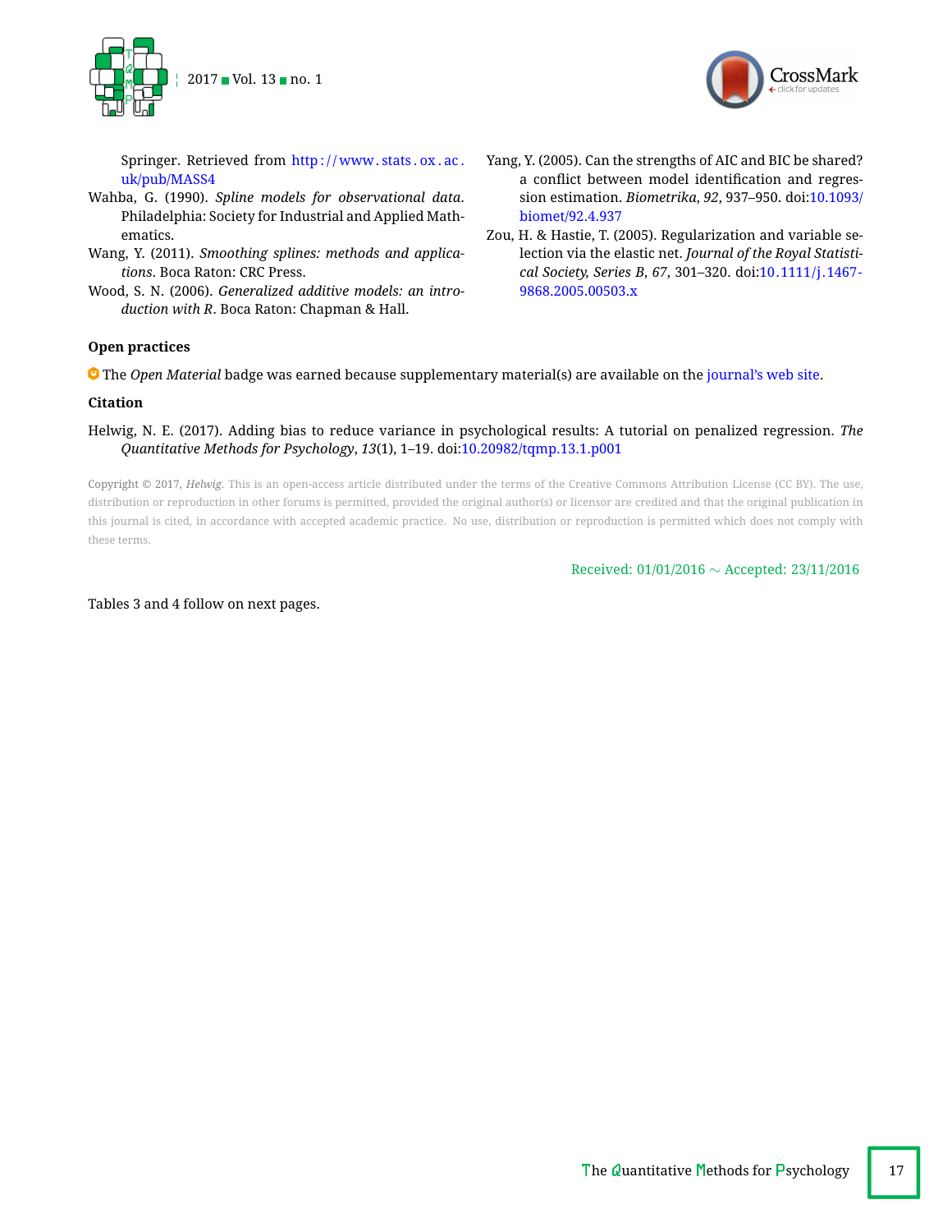Springer. Retrieved from http://www.stats.ox.ac.uk/pub/MASS4

Wahba, G. (1990). *Spline models for observational data*. Philadelphia: Society for Industrial and Applied Mathematics.

Wang, Y. (2011). *Smoothing splines: methods and applications*. Boca Raton: CRC Press.

Wood, S. N. (2006). *Generalized additive models: an introduction with R*. Boca Raton: Chapman & Hall.

Yang, Y. (2005). Can the strengths of AIC and BIC be shared? a conflict between model identification and regression estimation. *Biometrika, 92*, 937–950. doi:10.1093/biomet/92.4.937

Zou, H. & Hastie, T. (2005). Regularization and variable selection via the elastic net. *Journal of the Royal Statistical Society, Series B, 67*, 301–320. doi:10.1111/j.1467-9868.2005.00503.x

**Open practices**

The *Open Material* badge was earned because supplementary material(s) are available on the journal's web site.

**Citation**

Helwig, N. E. (2017). Adding bias to reduce variance in psychological results: A tutorial on penalized regression. *The Quantitative Methods for Psychology*, *13*(1), 1–19. doi:10.20982/tqmp.13.1.p001

Copyright © 2017, *Helwig*. This is an open-access article distributed under the terms of the Creative Commons Attribution License (CC BY). The use, distribution or reproduction in other forums is permitted, provided the original author(s) or licensor are credited and that the original publication in this journal is cited, in accordance with accepted academic practice. No use, distribution or reproduction is permitted which does not comply with these terms.

Received: 01/01/2016 ~ Accepted: 23/11/2016

Tables 3 and 4 follow on next pages.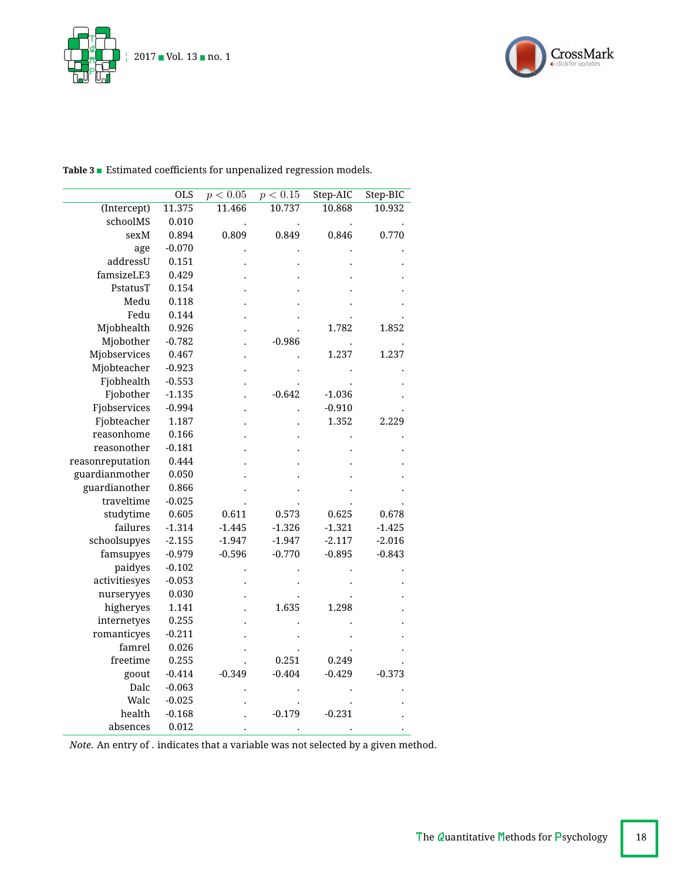**Table 3** ■ Estimated coefficients for unpenalized regression models.

| | OLS | $p < 0.05$ | $p < 0.15$ | Step-AIC | Step-BIC |
|---|---|---|---|---|---|
| (Intercept) | 11.375 | 11.466 | 10.737 | 10.868 | 10.932 |
| schoolMS | 0.010 | . | . | . | . |
| sexM | 0.894 | 0.809 | 0.849 | 0.846 | 0.770 |
| age | -0.070 | . | . | . | . |
| addressU | 0.151 | . | . | . | . |
| famsizeLE3 | 0.429 | . | . | . | . |
| PstatusT | 0.154 | . | . | . | . |
| Medu | 0.118 | . | . | . | . |
| Fedu | 0.144 | . | . | . | . |
| Mjobhealth | 0.926 | . | . | 1.782 | 1.852 |
| Mjobother | -0.782 | . | -0.986 | . | . |
| Mjobservices | 0.467 | . | . | 1.237 | 1.237 |
| Mjobteacher | -0.923 | . | . | . | . |
| Fjobhealth | -0.553 | . | . | . | . |
| Fjobother | -1.135 | . | -0.642 | -1.036 | . |
| Fjobservices | -0.994 | . | . | -0.910 | . |
| Fjobteacher | 1.187 | . | . | 1.352 | 2.229 |
| reasonhome | 0.166 | . | . | . | . |
| reasonother | -0.181 | . | . | . | . |
| reasonreputation | 0.444 | . | . | . | . |
| guardianmother | 0.050 | . | . | . | . |
| guardianother | 0.866 | . | . | . | . |
| traveltime | -0.025 | . | . | . | . |
| studytime | 0.605 | 0.611 | 0.573 | 0.625 | 0.678 |
| failures | -1.314 | -1.445 | -1.326 | -1.321 | -1.425 |
| schoolsupyes | -2.155 | -1.947 | -1.947 | -2.117 | -2.016 |
| famsupyes | -0.979 | -0.596 | -0.770 | -0.895 | -0.843 |
| paidyes | -0.102 | . | . | . | . |
| activitiesyes | -0.053 | . | . | . | . |
| nurseryyes | 0.030 | . | . | . | . |
| higheryes | 1.141 | . | 1.635 | 1.298 | . |
| internetyes | 0.255 | . | . | . | . |
| romanticyes | -0.211 | . | . | . | . |
| famrel | 0.026 | . | . | . | . |
| freetime | 0.255 | . | 0.251 | 0.249 | . |
| goout | -0.414 | -0.349 | -0.404 | -0.429 | -0.373 |
| Dalc | -0.063 | . | . | . | . |
| Walc | -0.025 | . | . | . | . |
| health | -0.168 | . | -0.179 | -0.231 | . |
| absences | 0.012 | . | . | . | . |

*Note.* An entry of . indicates that a variable was not selected by a given method.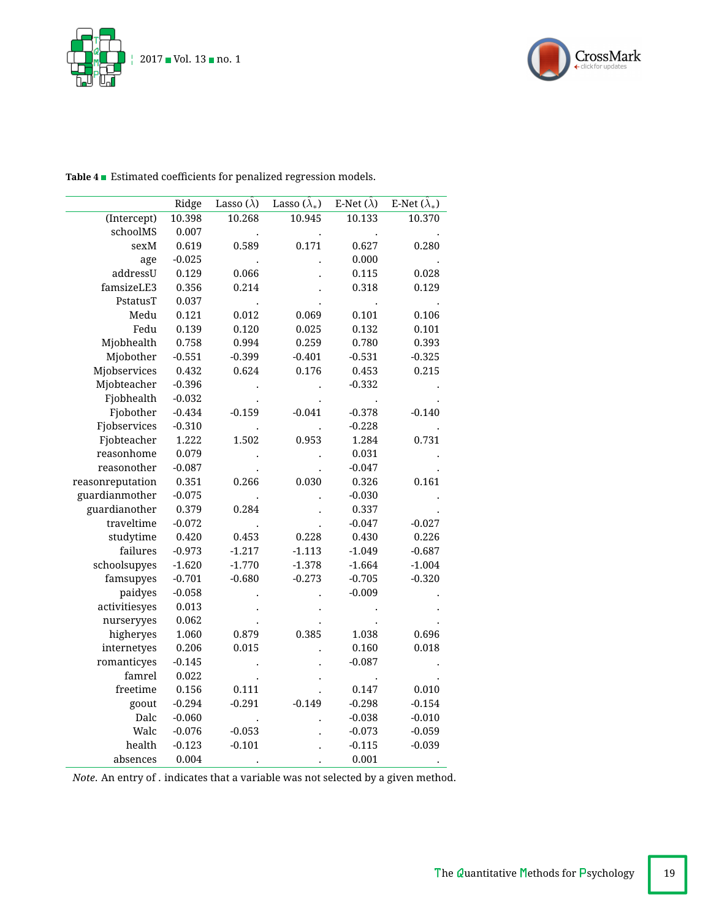**Table 4** ■ Estimated coefficients for penalized regression models.

| | Ridge | Lasso ($\hat{\lambda}$) | Lasso ($\hat{\lambda}_*$) | E-Net ($\hat{\lambda}$) | E-Net ($\hat{\lambda}_*$) |
|---|---|---|---|---|---|
| (Intercept) | 10.398 | 10.268 | 10.945 | 10.133 | 10.370 |
| schoolMS | 0.007 | . | . | . | . |
| sexM | 0.619 | 0.589 | 0.171 | 0.627 | 0.280 |
| age | -0.025 | . | . | 0.000 | . |
| addressU | 0.129 | 0.066 | . | 0.115 | 0.028 |
| famsizeLE3 | 0.356 | 0.214 | . | 0.318 | 0.129 |
| PstatusT | 0.037 | . | . | . | . |
| Medu | 0.121 | 0.012 | 0.069 | 0.101 | 0.106 |
| Fedu | 0.139 | 0.120 | 0.025 | 0.132 | 0.101 |
| Mjobhealth | 0.758 | 0.994 | 0.259 | 0.780 | 0.393 |
| Mjobother | -0.551 | -0.399 | -0.401 | -0.531 | -0.325 |
| Mjobservices | 0.432 | 0.624 | 0.176 | 0.453 | 0.215 |
| Mjobteacher | -0.396 | . | . | -0.332 | . |
| Fjobhealth | -0.032 | . | . | . | . |
| Fjobother | -0.434 | -0.159 | -0.041 | -0.378 | -0.140 |
| Fjobservices | -0.310 | . | . | -0.228 | . |
| Fjobteacher | 1.222 | 1.502 | 0.953 | 1.284 | 0.731 |
| reasonhome | 0.079 | . | . | 0.031 | . |
| reasonother | -0.087 | . | . | -0.047 | . |
| reasonreputation | 0.351 | 0.266 | 0.030 | 0.326 | 0.161 |
| guardianmother | -0.075 | . | . | -0.030 | . |
| guardianother | 0.379 | 0.284 | . | 0.337 | . |
| traveltime | -0.072 | . | . | -0.047 | -0.027 |
| studytime | 0.420 | 0.453 | 0.228 | 0.430 | 0.226 |
| failures | -0.973 | -1.217 | -1.113 | -1.049 | -0.687 |
| schoolsupyes | -1.620 | -1.770 | -1.378 | -1.664 | -1.004 |
| famsupyes | -0.701 | -0.680 | -0.273 | -0.705 | -0.320 |
| paidyes | -0.058 | . | . | -0.009 | . |
| activitiesyes | 0.013 | . | . | . | . |
| nurseryyes | 0.062 | . | . | . | . |
| higheryes | 1.060 | 0.879 | 0.385 | 1.038 | 0.696 |
| internetyes | 0.206 | 0.015 | . | 0.160 | 0.018 |
| romanticyes | -0.145 | . | . | -0.087 | . |
| famrel | 0.022 | . | . | . | . |
| freetime | 0.156 | 0.111 | . | 0.147 | 0.010 |
| goout | -0.294 | -0.291 | -0.149 | -0.298 | -0.154 |
| Dalc | -0.060 | . | . | -0.038 | -0.010 |
| Walc | -0.076 | -0.053 | . | -0.073 | -0.059 |
| health | -0.123 | -0.101 | . | -0.115 | -0.039 |
| absences | 0.004 | . | . | 0.001 | . |

*Note.* An entry of . indicates that a variable was not selected by a given method.